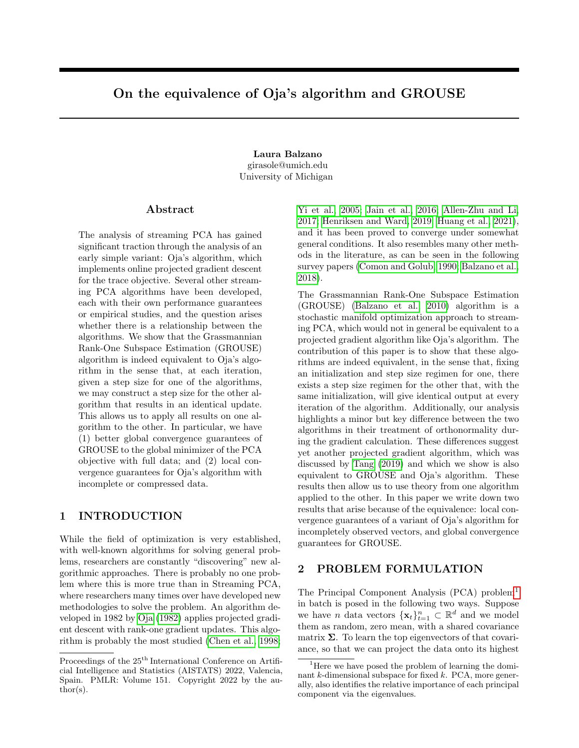# On the equivalence of Oja's algorithm and GROUSE

**Laura Balzano**
girasole@umich.edu
University of Michigan

## Abstract

The analysis of streaming PCA has gained significant traction through the analysis of an early simple variant: Oja's algorithm, which implements online projected gradient descent for the trace objective. Several other streaming PCA algorithms have been developed, each with their own performance guarantees or empirical studies, and the question arises whether there is a relationship between the algorithms. We show that the Grassmannian Rank-One Subspace Estimation (GROUSE) algorithm is indeed equivalent to Oja's algorithm in the sense that, at each iteration, given a step size for one of the algorithms, we may construct a step size for the other algorithm that results in an identical update. This allows us to apply all results on one algorithm to the other. In particular, we have (1) better global convergence guarantees of GROUSE to the global minimizer of the PCA objective with full data; and (2) local convergence guarantees for Oja's algorithm with incomplete or compressed data.

## 1 INTRODUCTION

While the field of optimization is very established, with well-known algorithms for solving general problems, researchers are constantly "discovering" new algorithmic approaches. There is probably no one problem where this is more true than in Streaming PCA, where researchers many times over have developed new methodologies to solve the problem. An algorithm developed in 1982 by Oja (1982) applies projected gradient descent with rank-one gradient updates. This algorithm is probably the most studied (Chen et al., 1998; Yi et al., 2005; Jain et al., 2016; Allen-Zhu and Li, 2017; Henriksen and Ward, 2019; Huang et al., 2021), and it has been proved to converge under somewhat general conditions. It also resembles many other methods in the literature, as can be seen in the following survey papers (Comon and Golub, 1990; Balzano et al., 2018).

The Grassmannian Rank-One Subspace Estimation (GROUSE) (Balzano et al., 2010) algorithm is a stochastic manifold optimization approach to streaming PCA, which would not in general be equivalent to a projected gradient algorithm like Oja's algorithm. The contribution of this paper is to show that these algorithms are indeed equivalent, in the sense that, fixing an initialization and step size regimen for one, there exists a step size regimen for the other that, with the same initialization, will give identical output at every iteration of the algorithm. Additionally, our analysis highlights a minor but key difference between the two algorithms in their treatment of orthonormality during the gradient calculation. These differences suggest yet another projected gradient algorithm, which was discussed by Tang (2019) and which we show is also equivalent to GROUSE and Oja's algorithm. These results then allow us to use theory from one algorithm applied to the other. In this paper we write down two results that arise because of the equivalence: local convergence guarantees of a variant of Oja's algorithm for incompletely observed vectors, and global convergence guarantees for GROUSE.

## 2 PROBLEM FORMULATION

The Principal Component Analysis (PCA) problem[1] in batch is posed in the following two ways. Suppose we have $n$ data vectors $\{\mathbf{x}_t\}_{t=1}^n \subset \mathbb{R}^d$ and we model them as random, zero mean, with a shared covariance matrix $\mathbf{\Sigma}$. To learn the top eigenvectors of that covariance, so that we can project the data onto its highest

[1] Here we have posed the problem of learning the dominant $k$-dimensional subspace for fixed $k$. PCA, more generally, also identifies the relative importance of each principal component via the eigenvalues.

Proceedings of the 25[th] International Conference on Artificial Intelligence and Statistics (AISTATS) 2022, Valencia, Spain. PMLR: Volume 151. Copyright 2022 by the author(s).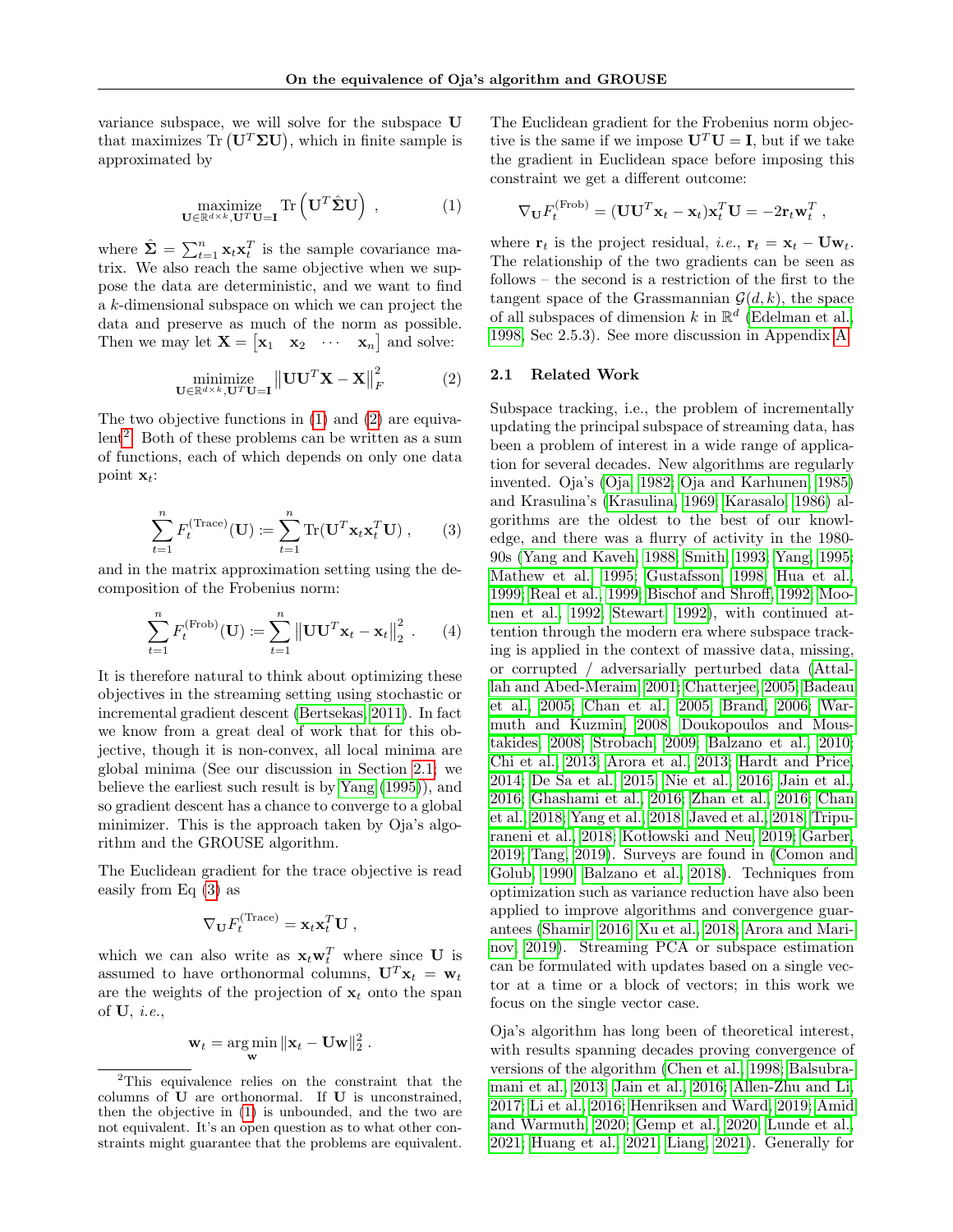variance subspace, we will solve for the subspace $\mathbf{U}$ that maximizes $\mathrm{Tr}\left(\mathbf{U}^T\mathbf{\Sigma}\mathbf{U}\right)$, which in finite sample is approximated by

$$\underset{\mathbf{U}\in\mathbb{R}^{d\times k},\mathbf{U}^T\mathbf{U}=\mathbf{I}}{\mathrm{maximize}} \ \mathrm{Tr}\left(\mathbf{U}^T\hat{\mathbf{\Sigma}}\mathbf{U}\right) , \tag{1}$$

where $\hat{\mathbf{\Sigma}} = \sum_{t=1}^{n}\mathbf{x}_t\mathbf{x}_t^T$ is the sample covariance matrix. We also reach the same objective when we suppose the data are deterministic, and we want to find a $k$-dimensional subspace on which we can project the data and preserve as much of the norm as possible. Then we may let $\mathbf{X} = \begin{bmatrix}\mathbf{x}_1 & \mathbf{x}_2 & \cdots & \mathbf{x}_n\end{bmatrix}$ and solve:

$$\underset{\mathbf{U}\in\mathbb{R}^{d\times k},\mathbf{U}^T\mathbf{U}=\mathbf{I}}{\mathrm{minimize}} \left\|\mathbf{U}\mathbf{U}^T\mathbf{X} - \mathbf{X}\right\|_F^2 \tag{2}$$

The two objective functions in (1) and (2) are equivalent[2]. Both of these problems can be written as a sum of functions, each of which depends on only one data point $\mathbf{x}_t$:

$$\sum_{t=1}^{n} F_t^{(\mathrm{Trace})}(\mathbf{U}) := \sum_{t=1}^{n} \mathrm{Tr}(\mathbf{U}^T\mathbf{x}_t\mathbf{x}_t^T\mathbf{U}) , \tag{3}$$

and in the matrix approximation setting using the decomposition of the Frobenius norm:

$$\sum_{t=1}^{n} F_t^{(\mathrm{Frob})}(\mathbf{U}) := \sum_{t=1}^{n} \left\|\mathbf{U}\mathbf{U}^T\mathbf{x}_t - \mathbf{x}_t\right\|_2^2 . \tag{4}$$

It is therefore natural to think about optimizing these objectives in the streaming setting using stochastic or incremental gradient descent (Bertsekas, 2011). In fact we know from a great deal of work that for this objective, though it is non-convex, all local minima are global minima (See our discussion in Section 2.1; we believe the earliest such result is by Yang (1995)), and so gradient descent has a chance to converge to a global minimizer. This is the approach taken by Oja's algorithm and the GROUSE algorithm.

The Euclidean gradient for the trace objective is read easily from Eq (3) as

$$\nabla_{\mathbf{U}} F_t^{(\mathrm{Trace})} = \mathbf{x}_t\mathbf{x}_t^T\mathbf{U} ,$$

which we can also write as $\mathbf{x}_t\mathbf{w}_t^T$ where since $\mathbf{U}$ is assumed to have orthonormal columns, $\mathbf{U}^T\mathbf{x}_t = \mathbf{w}_t$ are the weights of the projection of $\mathbf{x}_t$ onto the span of $\mathbf{U}$, *i.e.*,

$$\mathbf{w}_t = \arg\min_{\mathbf{w}} \|\mathbf{x}_t - \mathbf{U}\mathbf{w}\|_2^2 .$$

[2]This equivalence relies on the constraint that the columns of $\mathbf{U}$ are orthonormal. If $\mathbf{U}$ is unconstrained, then the objective in (1) is unbounded, and the two are not equivalent. It's an open question as to what other constraints might guarantee that the problems are equivalent.

The Euclidean gradient for the Frobenius norm objective is the same if we impose $\mathbf{U}^T\mathbf{U} = \mathbf{I}$, but if we take the gradient in Euclidean space before imposing this constraint we get a different outcome:

$$\nabla_{\mathbf{U}} F_t^{(\mathrm{Frob})} = (\mathbf{U}\mathbf{U}^T\mathbf{x}_t - \mathbf{x}_t)\mathbf{x}_t^T\mathbf{U} = -2\mathbf{r}_t\mathbf{w}_t^T ,$$

where $\mathbf{r}_t$ is the project residual, *i.e.*, $\mathbf{r}_t = \mathbf{x}_t - \mathbf{U}\mathbf{w}_t$. The relationship of the two gradients can be seen as follows – the second is a restriction of the first to the tangent space of the Grassmannian $\mathcal{G}(d, k)$, the space of all subspaces of dimension $k$ in $\mathbb{R}^d$ (Edelman et al., 1998, Sec 2.5.3). See more discussion in Appendix A.

## 2.1 Related Work

Subspace tracking, i.e., the problem of incrementally updating the principal subspace of streaming data, has been a problem of interest in a wide range of application for several decades. New algorithms are regularly invented. Oja's (Oja, 1982; Oja and Karhunen, 1985) and Krasulina's (Krasulina, 1969; Karasalo, 1986) algorithms are the oldest to the best of our knowledge, and there was a flurry of activity in the 1980-90s (Yang and Kaveh, 1988; Smith, 1993; Yang, 1995; Mathew et al., 1995; Gustafsson, 1998; Hua et al., 1999; Real et al., 1999; Bischof and Shroff, 1992; Moonen et al., 1992; Stewart, 1992), with continued attention through the modern era where subspace tracking is applied in the context of massive data, missing, or corrupted / adversarially perturbed data (Attallah and Abed-Meraim, 2001; Chatterjee, 2005; Badeau et al., 2005; Chan et al., 2005; Brand, 2006; Warmuth and Kuzmin, 2008; Doukopoulos and Moustakides, 2008; Strobach, 2009; Balzano et al., 2010; Chi et al., 2013; Arora et al., 2013; Hardt and Price, 2014; De Sa et al., 2015; Nie et al., 2016; Jain et al., 2016; Ghashami et al., 2016; Zhan et al., 2016; Chan et al., 2018; Yang et al., 2018; Javed et al., 2018; Tripuraneni et al., 2018; Kotłowski and Neu, 2019; Garber, 2019; Tang, 2019). Surveys are found in (Comon and Golub, 1990; Balzano et al., 2018). Techniques from optimization such as variance reduction have also been applied to improve algorithms and convergence guarantees (Shamir, 2016; Xu et al., 2018; Arora and Marinov, 2019). Streaming PCA or subspace estimation can be formulated with updates based on a single vector at a time or a block of vectors; in this work we focus on the single vector case.

Oja's algorithm has long been of theoretical interest, with results spanning decades proving convergence of versions of the algorithm (Chen et al., 1998; Balsubramani et al., 2013; Jain et al., 2016; Allen-Zhu and Li, 2017; Li et al., 2016; Henriksen and Ward, 2019; Amid and Warmuth, 2020; Gemp et al., 2020; Lunde et al., 2021; Huang et al., 2021; Liang, 2021). Generally for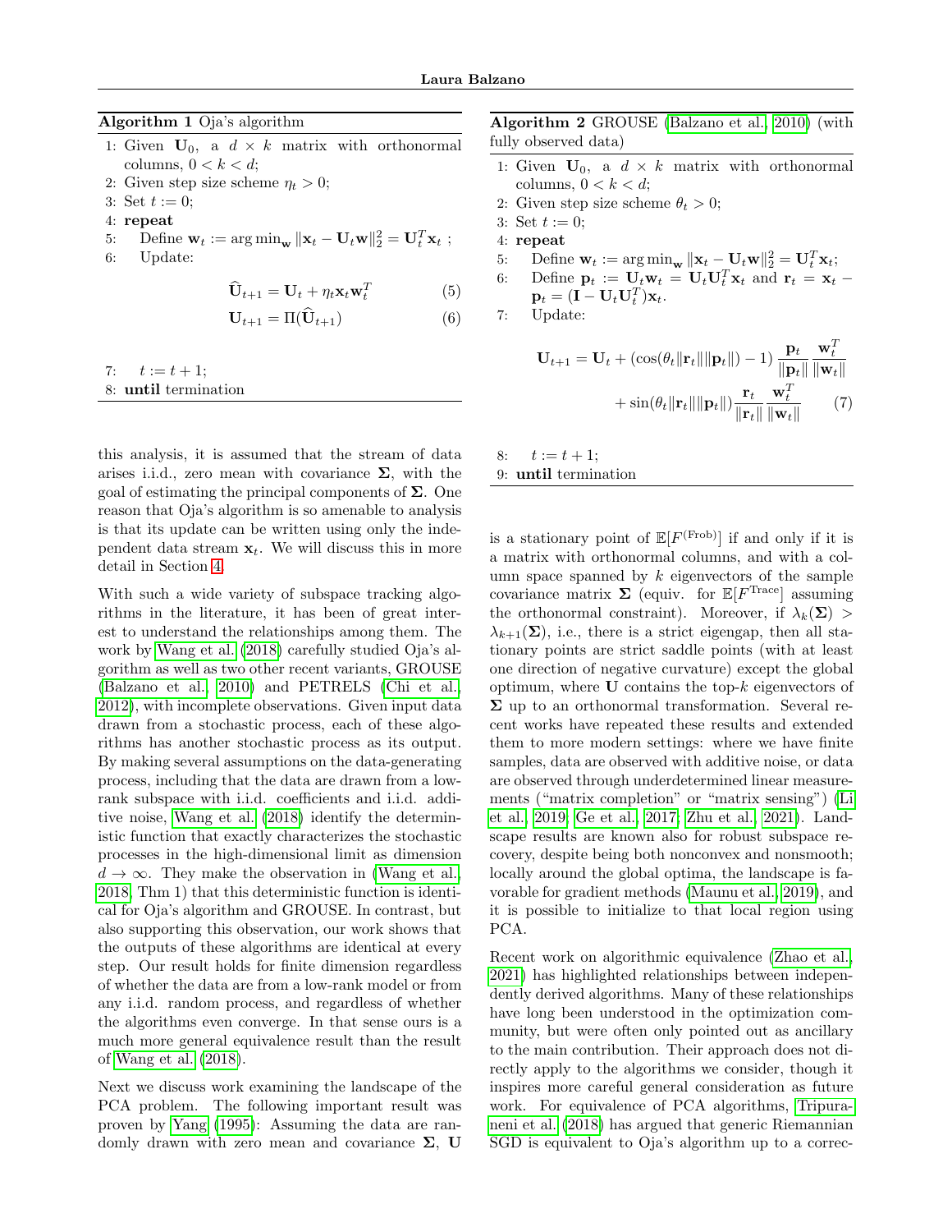**Algorithm 1** Oja's algorithm

1: Given $\mathbf{U}_0$, a $d \times k$ matrix with orthonormal columns, $0 < k < d$;
2: Given step size scheme $\eta_t > 0$;
3: Set $t := 0$;
4: **repeat**
5: Define $\mathbf{w}_t := \arg\min_{\mathbf{w}} \|\mathbf{x}_t - \mathbf{U}_t\mathbf{w}\|_2^2 = \mathbf{U}_t^T\mathbf{x}_t$ ;
6: Update:

$$\widehat{\mathbf{U}}_{t+1} = \mathbf{U}_t + \eta_t \mathbf{x}_t \mathbf{w}_t^T \tag{5}$$

$$\mathbf{U}_{t+1} = \Pi(\widehat{\mathbf{U}}_{t+1}) \tag{6}$$

7: $t := t + 1$;
8: **until** termination

**Algorithm 2** GROUSE (Balzano et al., 2010) (with fully observed data)

1: Given $\mathbf{U}_0$, a $d \times k$ matrix with orthonormal columns, $0 < k < d$;
2: Given step size scheme $\theta_t > 0$;
3: Set $t := 0$;
4: **repeat**
5: Define $\mathbf{w}_t := \arg\min_{\mathbf{w}} \|\mathbf{x}_t - \mathbf{U}_t\mathbf{w}\|_2^2 = \mathbf{U}_t^T\mathbf{x}_t$;
6: Define $\mathbf{p}_t := \mathbf{U}_t\mathbf{w}_t = \mathbf{U}_t\mathbf{U}_t^T\mathbf{x}_t$ and $\mathbf{r}_t = \mathbf{x}_t - \mathbf{p}_t = (\mathbf{I} - \mathbf{U}_t\mathbf{U}_t^T)\mathbf{x}_t$.
7: Update:

$$\mathbf{U}_{t+1} = \mathbf{U}_t + (\cos(\theta_t\|\mathbf{r}_t\|\|\mathbf{p}_t\|) - 1)\frac{\mathbf{p}_t}{\|\mathbf{p}_t\|}\frac{\mathbf{w}_t^T}{\|\mathbf{w}_t\|} + \sin(\theta_t\|\mathbf{r}_t\|\|\mathbf{p}_t\|)\frac{\mathbf{r}_t}{\|\mathbf{r}_t\|}\frac{\mathbf{w}_t^T}{\|\mathbf{w}_t\|} \tag{7}$$

8: $t := t + 1$;
9: **until** termination

this analysis, it is assumed that the stream of data arises i.i.d., zero mean with covariance $\mathbf{\Sigma}$, with the goal of estimating the principal components of $\mathbf{\Sigma}$. One reason that Oja's algorithm is so amenable to analysis is that its update can be written using only the independent data stream $\mathbf{x}_t$. We will discuss this in more detail in Section 4.

With such a wide variety of subspace tracking algorithms in the literature, it has been of great interest to understand the relationships among them. The work by Wang et al. (2018) carefully studied Oja's algorithm as well as two other recent variants, GROUSE (Balzano et al., 2010) and PETRELS (Chi et al., 2012), with incomplete observations. Given input data drawn from a stochastic process, each of these algorithms has another stochastic process as its output. By making several assumptions on the data-generating process, including that the data are drawn from a low-rank subspace with i.i.d. coefficients and i.i.d. additive noise, Wang et al. (2018) identify the deterministic function that exactly characterizes the stochastic processes in the high-dimensional limit as dimension $d \to \infty$. They make the observation in (Wang et al., 2018, Thm 1) that this deterministic function is identical for Oja's algorithm and GROUSE. In contrast, but also supporting this observation, our work shows that the outputs of these algorithms are identical at every step. Our result holds for finite dimension regardless of whether the data are from a low-rank model or from any i.i.d. random process, and regardless of whether the algorithms even converge. In that sense ours is a much more general equivalence result than the result of Wang et al. (2018).

Next we discuss work examining the landscape of the PCA problem. The following important result was proven by Yang (1995): Assuming the data are randomly drawn with zero mean and covariance $\mathbf{\Sigma}$, $\mathbf{U}$ is a stationary point of $\mathbb{E}[F^{(\text{Frob})}]$ if and only if it is a matrix with orthonormal columns, and with a column space spanned by $k$ eigenvectors of the sample covariance matrix $\mathbf{\Sigma}$ (equiv. for $\mathbb{E}[F^{\text{Trace}}]$ assuming the orthonormal constraint). Moreover, if $\lambda_k(\mathbf{\Sigma}) > \lambda_{k+1}(\mathbf{\Sigma})$, i.e., there is a strict eigengap, then all stationary points are strict saddle points (with at least one direction of negative curvature) except the global optimum, where $\mathbf{U}$ contains the top-$k$ eigenvectors of $\mathbf{\Sigma}$ up to an orthonormal transformation. Several recent works have repeated these results and extended them to more modern settings: where we have finite samples, data are observed with additive noise, or data are observed through underdetermined linear measurements ("matrix completion" or "matrix sensing") (Li et al., 2019; Ge et al., 2017; Zhu et al., 2021). Landscape results are known also for robust subspace recovery, despite being both nonconvex and nonsmooth; locally around the global optima, the landscape is favorable for gradient methods (Maunu et al., 2019), and it is possible to initialize to that local region using PCA.

Recent work on algorithmic equivalence (Zhao et al., 2021) has highlighted relationships between independently derived algorithms. Many of these relationships have long been understood in the optimization community, but were often only pointed out as ancillary to the main contribution. Their approach does not directly apply to the algorithms we consider, though it inspires more careful general consideration as future work. For equivalence of PCA algorithms, Tripuraneni et al. (2018) has argued that generic Riemannian SGD is equivalent to Oja's algorithm up to a correc-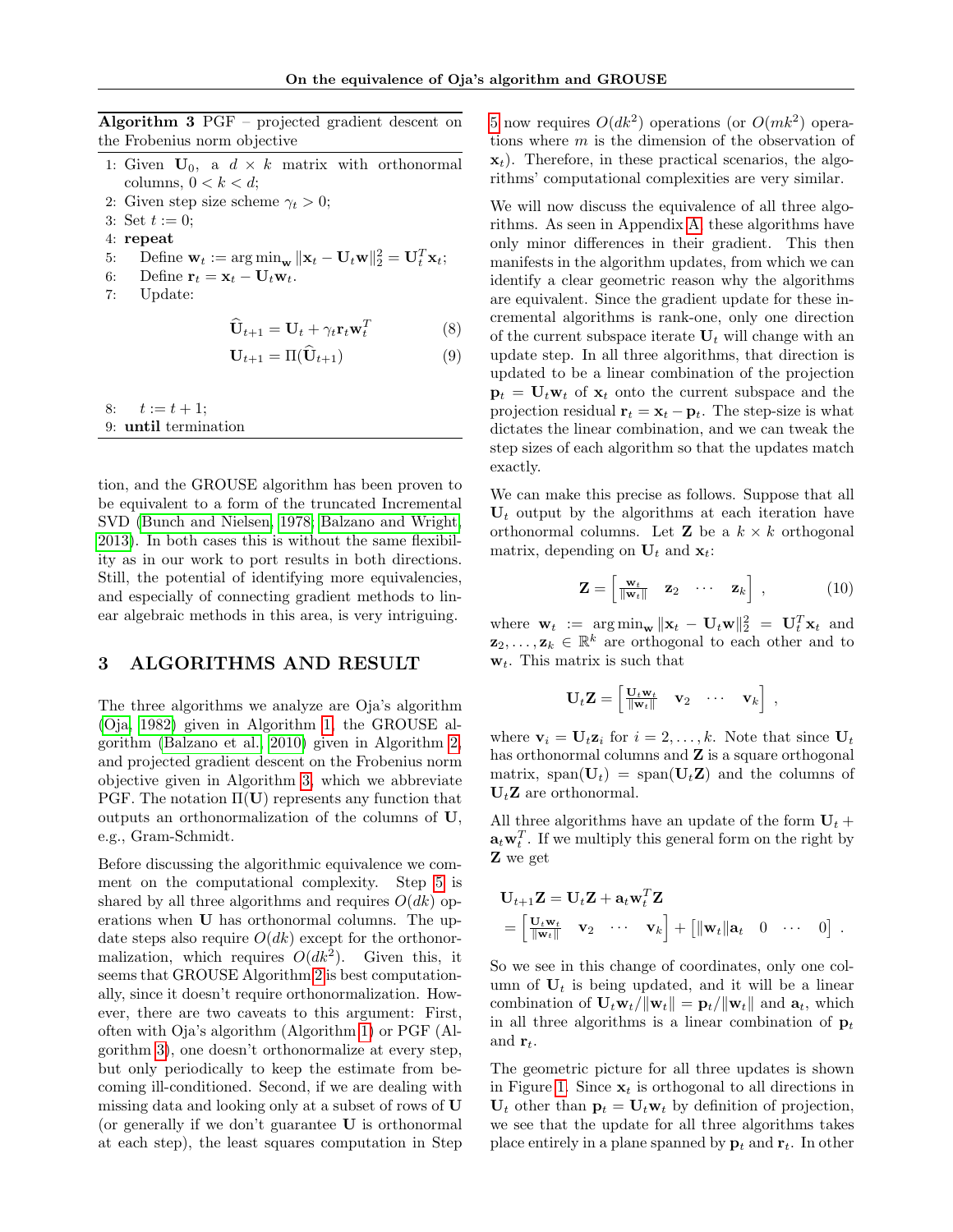**Algorithm 3** PGF – projected gradient descent on the Frobenius norm objective

1: Given $\mathbf{U}_0$, a $d \times k$ matrix with orthonormal columns, $0 < k < d$;
2: Given step size scheme $\gamma_t > 0$;
3: Set $t := 0$;
4: **repeat**
5: Define $\mathbf{w}_t := \arg\min_{\mathbf{w}} \|\mathbf{x}_t - \mathbf{U}_t\mathbf{w}\|_2^2 = \mathbf{U}_t^T\mathbf{x}_t$;
6: Define $\mathbf{r}_t = \mathbf{x}_t - \mathbf{U}_t\mathbf{w}_t$.
7: Update:

$$\widehat{\mathbf{U}}_{t+1} = \mathbf{U}_t + \gamma_t \mathbf{r}_t \mathbf{w}_t^T \tag{8}$$

$$\mathbf{U}_{t+1} = \Pi(\widehat{\mathbf{U}}_{t+1}) \tag{9}$$

8: $t := t + 1$;
9: **until** termination

tion, and the GROUSE algorithm has been proven to be equivalent to a form of the truncated Incremental SVD (Bunch and Nielsen, 1978; Balzano and Wright, 2013). In both cases this is without the same flexibility as in our work to port results in both directions. Still, the potential of identifying more equivalencies, and especially of connecting gradient methods to linear algebraic methods in this area, is very intriguing.

## 3 ALGORITHMS AND RESULT

The three algorithms we analyze are Oja's algorithm (Oja, 1982) given in Algorithm 1, the GROUSE algorithm (Balzano et al., 2010) given in Algorithm 2, and projected gradient descent on the Frobenius norm objective given in Algorithm 3, which we abbreviate PGF. The notation $\Pi(\mathbf{U})$ represents any function that outputs an orthonormalization of the columns of $\mathbf{U}$, e.g., Gram-Schmidt.

Before discussing the algorithmic equivalence we comment on the computational complexity. Step 5 is shared by all three algorithms and requires $O(dk)$ operations when $\mathbf{U}$ has orthonormal columns. The update steps also require $O(dk)$ except for the orthonormalization, which requires $O(dk^2)$. Given this, it seems that GROUSE Algorithm 2 is best computationally, since it doesn't require orthonormalization. However, there are two caveats to this argument: First, often with Oja's algorithm (Algorithm 1) or PGF (Algorithm 3), one doesn't orthonormalize at every step, but only periodically to keep the estimate from becoming ill-conditioned. Second, if we are dealing with missing data and looking only at a subset of rows of $\mathbf{U}$ (or generally if we don't guarantee $\mathbf{U}$ is orthonormal at each step), the least squares computation in Step 5 now requires $O(dk^2)$ operations (or $O(mk^2)$ operations where $m$ is the dimension of the observation of $\mathbf{x}_t$). Therefore, in these practical scenarios, the algorithms' computational complexities are very similar.

We will now discuss the equivalence of all three algorithms. As seen in Appendix A, these algorithms have only minor differences in their gradient. This then manifests in the algorithm updates, from which we can identify a clear geometric reason why the algorithms are equivalent. Since the gradient update for these incremental algorithms is rank-one, only one direction of the current subspace iterate $\mathbf{U}_t$ will change with an update step. In all three algorithms, that direction is updated to be a linear combination of the projection $\mathbf{p}_t = \mathbf{U}_t\mathbf{w}_t$ of $\mathbf{x}_t$ onto the current subspace and the projection residual $\mathbf{r}_t = \mathbf{x}_t - \mathbf{p}_t$. The step-size is what dictates the linear combination, and we can tweak the step sizes of each algorithm so that the updates match exactly.

We can make this precise as follows. Suppose that all $\mathbf{U}_t$ output by the algorithms at each iteration have orthonormal columns. Let $\mathbf{Z}$ be a $k \times k$ orthogonal matrix, depending on $\mathbf{U}_t$ and $\mathbf{x}_t$:

$$\mathbf{Z} = \begin{bmatrix} \frac{\mathbf{w}_t}{\|\mathbf{w}_t\|} & \mathbf{z}_2 & \cdots & \mathbf{z}_k \end{bmatrix}, \tag{10}$$

where $\mathbf{w}_t := \arg\min_{\mathbf{w}} \|\mathbf{x}_t - \mathbf{U}_t\mathbf{w}\|_2^2 = \mathbf{U}_t^T\mathbf{x}_t$ and $\mathbf{z}_2, \ldots, \mathbf{z}_k \in \mathbb{R}^k$ are orthogonal to each other and to $\mathbf{w}_t$. This matrix is such that

$$\mathbf{U}_t\mathbf{Z} = \begin{bmatrix} \frac{\mathbf{U}_t\mathbf{w}_t}{\|\mathbf{w}_t\|} & \mathbf{v}_2 & \cdots & \mathbf{v}_k \end{bmatrix},$$

where $\mathbf{v}_i = \mathbf{U}_t\mathbf{z}_i$ for $i = 2, \ldots, k$. Note that since $\mathbf{U}_t$ has orthonormal columns and $\mathbf{Z}$ is a square orthogonal matrix, $\text{span}(\mathbf{U}_t) = \text{span}(\mathbf{U}_t\mathbf{Z})$ and the columns of $\mathbf{U}_t\mathbf{Z}$ are orthonormal.

All three algorithms have an update of the form $\mathbf{U}_t + \mathbf{a}_t\mathbf{w}_t^T$. If we multiply this general form on the right by $\mathbf{Z}$ we get

$$\begin{aligned}
&\mathbf{U}_{t+1}\mathbf{Z} = \mathbf{U}_t\mathbf{Z} + \mathbf{a}_t\mathbf{w}_t^T\mathbf{Z} \\
&= \begin{bmatrix} \frac{\mathbf{U}_t\mathbf{w}_t}{\|\mathbf{w}_t\|} & \mathbf{v}_2 & \cdots & \mathbf{v}_k \end{bmatrix} + \begin{bmatrix} \|\mathbf{w}_t\|\mathbf{a}_t & 0 & \cdots & 0 \end{bmatrix}.
\end{aligned}$$

So we see in this change of coordinates, only one column of $\mathbf{U}_t$ is being updated, and it will be a linear combination of $\mathbf{U}_t\mathbf{w}_t/\|\mathbf{w}_t\| = \mathbf{p}_t/\|\mathbf{w}_t\|$ and $\mathbf{a}_t$, which in all three algorithms is a linear combination of $\mathbf{p}_t$ and $\mathbf{r}_t$.

The geometric picture for all three updates is shown in Figure 1. Since $\mathbf{x}_t$ is orthogonal to all directions in $\mathbf{U}_t$ other than $\mathbf{p}_t = \mathbf{U}_t\mathbf{w}_t$ by definition of projection, we see that the update for all three algorithms takes place entirely in a plane spanned by $\mathbf{p}_t$ and $\mathbf{r}_t$. In other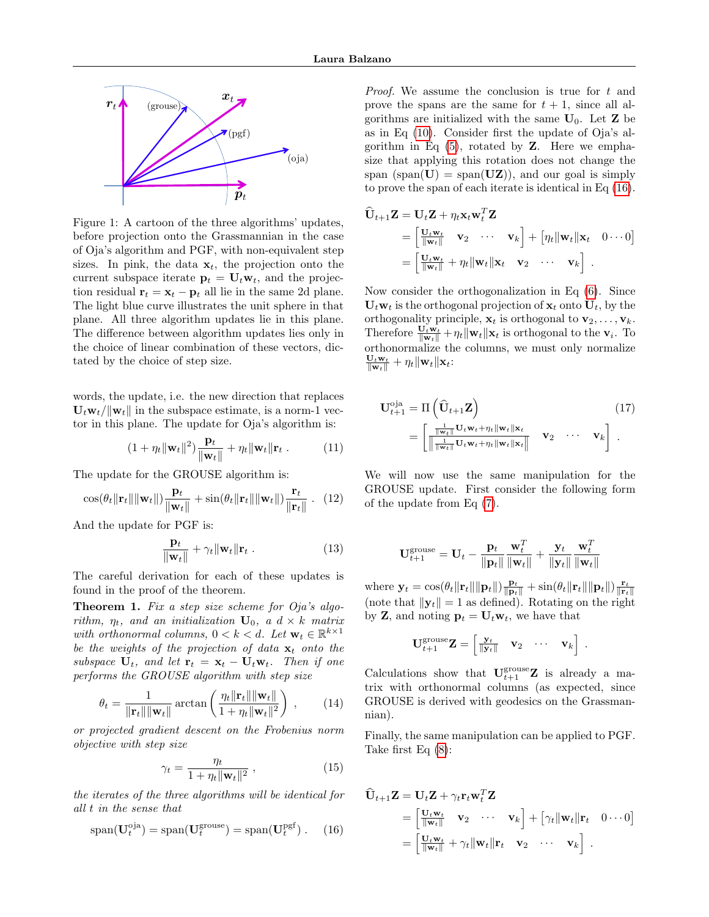Figure 1: A cartoon of the three algorithms' updates, before projection onto the Grassmannian in the case of Oja's algorithm and PGF, with non-equivalent step sizes. In pink, the data $\mathbf{x}_t$, the projection onto the current subspace iterate $\mathbf{p}_t = \mathbf{U}_t\mathbf{w}_t$, and the projection residual $\mathbf{r}_t = \mathbf{x}_t - \mathbf{p}_t$ all lie in the same 2d plane. The light blue curve illustrates the unit sphere in that plane. All three algorithm updates lie in this plane. The difference between algorithm updates lies only in the choice of linear combination of these vectors, dictated by the choice of step size.

words, the update, i.e. the new direction that replaces $\mathbf{U}_t\mathbf{w}_t/\|\mathbf{w}_t\|$ in the subspace estimate, is a norm-1 vector in this plane. The update for Oja's algorithm is:

$$(1+\eta_t\|\mathbf{w}_t\|^2)\frac{\mathbf{p}_t}{\|\mathbf{w}_t\|} + \eta_t\|\mathbf{w}_t\|\mathbf{r}_t \;. \tag{11}$$

The update for the GROUSE algorithm is:

$$\cos(\theta_t\|\mathbf{r}_t\|\|\mathbf{w}_t\|)\frac{\mathbf{p}_t}{\|\mathbf{w}_t\|} + \sin(\theta_t\|\mathbf{r}_t\|\|\mathbf{w}_t\|)\frac{\mathbf{r}_t}{\|\mathbf{r}_t\|} \;. \tag{12}$$

And the update for PGF is:

$$\frac{\mathbf{p}_t}{\|\mathbf{w}_t\|} + \gamma_t\|\mathbf{w}_t\|\mathbf{r}_t \;. \tag{13}$$

The careful derivation for each of these updates is found in the proof of the theorem.

**Theorem 1.** *Fix a step size scheme for Oja's algorithm, $\eta_t$, and an initialization $\mathbf{U}_0$, a $d\times k$ matrix with orthonormal columns, $0<k<d$. Let $\mathbf{w}_t \in \mathbb{R}^{k\times 1}$ be the weights of the projection of data $\mathbf{x}_t$ onto the subspace $\mathbf{U}_t$, and let $\mathbf{r}_t = \mathbf{x}_t - \mathbf{U}_t\mathbf{w}_t$. Then if one performs the GROUSE algorithm with step size*

$$\theta_t = \frac{1}{\|\mathbf{r}_t\|\|\mathbf{w}_t\|}\arctan\left(\frac{\eta_t\|\mathbf{r}_t\|\|\mathbf{w}_t\|}{1+\eta_t\|\mathbf{w}_t\|^2}\right) \;, \tag{14}$$

*or projected gradient descent on the Frobenius norm objective with step size*

$$\gamma_t = \frac{\eta_t}{1+\eta_t\|\mathbf{w}_t\|^2} \;, \tag{15}$$

*the iterates of the three algorithms will be identical for all $t$ in the sense that*

$$\text{span}(\mathbf{U}_t^{\text{oja}}) = \text{span}(\mathbf{U}_t^{\text{grouse}}) = \text{span}(\mathbf{U}_t^{\text{pgf}}) \;. \tag{16}$$

*Proof.* We assume the conclusion is true for $t$ and prove the spans are the same for $t+1$, since all algorithms are initialized with the same $\mathbf{U}_0$. Let $\mathbf{Z}$ be as in Eq (10). Consider first the update of Oja's algorithm in Eq (5), rotated by $\mathbf{Z}$. Here we emphasize that applying this rotation does not change the span ($\text{span}(\mathbf{U}) = \text{span}(\mathbf{UZ})$), and our goal is simply to prove the span of each iterate is identical in Eq (16).

$$\begin{aligned}
\widehat{\mathbf{U}}_{t+1}\mathbf{Z} &= \mathbf{U}_t\mathbf{Z} + \eta_t\mathbf{x}_t\mathbf{w}_t^T\mathbf{Z} \\
&= \begin{bmatrix} \frac{\mathbf{U}_t\mathbf{w}_t}{\|\mathbf{w}_t\|} & \mathbf{v}_2 & \cdots & \mathbf{v}_k \end{bmatrix} + \begin{bmatrix} \eta_t\|\mathbf{w}_t\|\mathbf{x}_t & 0\cdots 0 \end{bmatrix} \\
&= \begin{bmatrix} \frac{\mathbf{U}_t\mathbf{w}_t}{\|\mathbf{w}_t\|} + \eta_t\|\mathbf{w}_t\|\mathbf{x}_t & \mathbf{v}_2 & \cdots & \mathbf{v}_k \end{bmatrix} \;.
\end{aligned}$$

Now consider the orthogonalization in Eq (6). Since $\mathbf{U}_t\mathbf{w}_t$ is the orthogonal projection of $\mathbf{x}_t$ onto $\mathbf{U}_t$, by the orthogonality principle, $\mathbf{x}_t$ is orthogonal to $\mathbf{v}_2,\dots,\mathbf{v}_k$. Therefore $\frac{\mathbf{U}_t\mathbf{w}_t}{\|\mathbf{w}_t\|} + \eta_t\|\mathbf{w}_t\|\mathbf{x}_t$ is orthogonal to the $\mathbf{v}_i$. To orthonormalize the columns, we must only normalize $\frac{\mathbf{U}_t\mathbf{w}_t}{\|\mathbf{w}_t\|} + \eta_t\|\mathbf{w}_t\|\mathbf{x}_t$:

$$\begin{aligned}
\mathbf{U}_{t+1}^{\text{oja}} &= \Pi\left(\widehat{\mathbf{U}}_{t+1}\mathbf{Z}\right) \\
&= \begin{bmatrix} \frac{\frac{1}{\|\mathbf{w}_t\|}\mathbf{U}_t\mathbf{w}_t + \eta_t\|\mathbf{w}_t\|\mathbf{x}_t}{\left\|\frac{1}{\|\mathbf{w}_t\|}\mathbf{U}_t\mathbf{w}_t + \eta_t\|\mathbf{w}_t\|\mathbf{x}_t\right\|} & \mathbf{v}_2 & \cdots & \mathbf{v}_k \end{bmatrix} \;.
\end{aligned} \tag{17}$$

We will now use the same manipulation for the GROUSE update. First consider the following form of the update from Eq (7).

$$\mathbf{U}_{t+1}^{\text{grouse}} = \mathbf{U}_t - \frac{\mathbf{p}_t}{\|\mathbf{p}_t\|}\frac{\mathbf{w}_t^T}{\|\mathbf{w}_t\|} + \frac{\mathbf{y}_t}{\|\mathbf{y}_t\|}\frac{\mathbf{w}_t^T}{\|\mathbf{w}_t\|}$$

where $\mathbf{y}_t = \cos(\theta_t\|\mathbf{r}_t\|\|\mathbf{p}_t\|)\frac{\mathbf{p}_t}{\|\mathbf{p}_t\|} + \sin(\theta_t\|\mathbf{r}_t\|\|\mathbf{p}_t\|)\frac{\mathbf{r}_t}{\|\mathbf{r}_t\|}$ (note that $\|\mathbf{y}_t\| = 1$ as defined). Rotating on the right by $\mathbf{Z}$, and noting $\mathbf{p}_t = \mathbf{U}_t\mathbf{w}_t$, we have that

$$\mathbf{U}_{t+1}^{\text{grouse}}\mathbf{Z} = \begin{bmatrix} \frac{\mathbf{y}_t}{\|\mathbf{y}_t\|} & \mathbf{v}_2 & \cdots & \mathbf{v}_k \end{bmatrix} \;.$$

Calculations show that $\mathbf{U}_{t+1}^{\text{grouse}}\mathbf{Z}$ is already a matrix with orthonormal columns (as expected, since GROUSE is derived with geodesics on the Grassmannian).

Finally, the same manipulation can be applied to PGF. Take first Eq (8):

$$\begin{aligned}
\widehat{\mathbf{U}}_{t+1}\mathbf{Z} &= \mathbf{U}_t\mathbf{Z} + \gamma_t\mathbf{r}_t\mathbf{w}_t^T\mathbf{Z} \\
&= \begin{bmatrix} \frac{\mathbf{U}_t\mathbf{w}_t}{\|\mathbf{w}_t\|} & \mathbf{v}_2 & \cdots & \mathbf{v}_k \end{bmatrix} + \begin{bmatrix} \gamma_t\|\mathbf{w}_t\|\mathbf{r}_t & 0\cdots 0 \end{bmatrix} \\
&= \begin{bmatrix} \frac{\mathbf{U}_t\mathbf{w}_t}{\|\mathbf{w}_t\|} + \gamma_t\|\mathbf{w}_t\|\mathbf{r}_t & \mathbf{v}_2 & \cdots & \mathbf{v}_k \end{bmatrix} \;.
\end{aligned}$$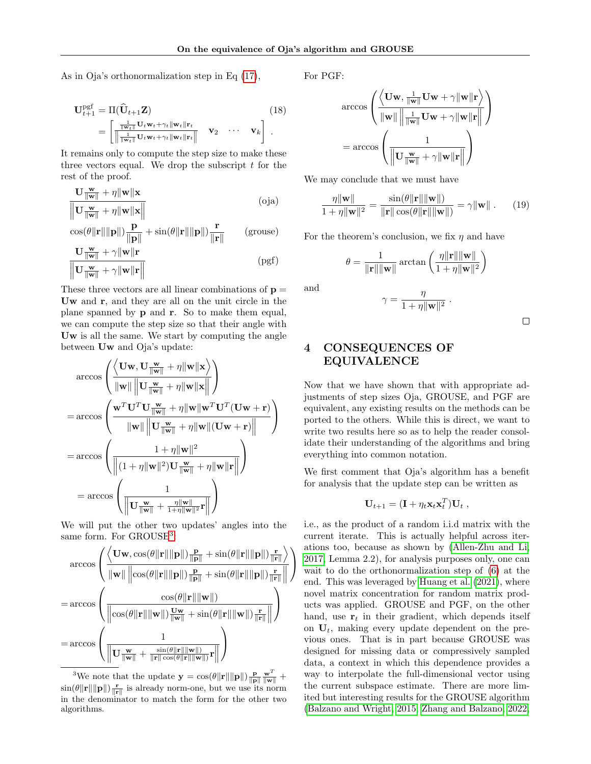As in Oja's orthonormalization step in Eq (17),

$$
\begin{aligned}
\mathbf{U}_{t+1}^{\text{pgf}} &= \Pi(\widehat{\mathbf{U}}_{t+1}\mathbf{Z}) \qquad (18)\\
&= \begin{bmatrix} \frac{\frac{1}{\|\mathbf{w}_t\|}\mathbf{U}_t\mathbf{w}_t + \gamma_t\|\mathbf{w}_t\|\mathbf{r}_t}{\left\|\frac{1}{\|\mathbf{w}_t\|}\mathbf{U}_t\mathbf{w}_t + \gamma_t\|\mathbf{w}_t\|\mathbf{r}_t\right\|} & \mathbf{v}_2 & \cdots & \mathbf{v}_k \end{bmatrix} .
\end{aligned}
$$

It remains only to compute the step size to make these three vectors equal. We drop the subscript $t$ for the rest of the proof.

$$
\frac{\mathbf{U}\frac{\mathbf{w}}{\|\mathbf{w}\|} + \eta\|\mathbf{w}\|\mathbf{x}}{\left\|\mathbf{U}\frac{\mathbf{w}}{\|\mathbf{w}\|} + \eta\|\mathbf{w}\|\mathbf{x}\right\|} \qquad \text{(oja)}
$$

$$
\cos(\theta\|\mathbf{r}\|\|\mathbf{p}\|)\frac{\mathbf{p}}{\|\mathbf{p}\|} + \sin(\theta\|\mathbf{r}\|\|\mathbf{p}\|)\frac{\mathbf{r}}{\|\mathbf{r}\|} \qquad \text{(grouse)}
$$

$$
\frac{\mathbf{U}\frac{\mathbf{w}}{\|\mathbf{w}\|} + \gamma\|\mathbf{w}\|\mathbf{r}}{\left\|\mathbf{U}\frac{\mathbf{w}}{\|\mathbf{w}\|} + \gamma\|\mathbf{w}\|\mathbf{r}\right\|} \qquad \text{(pgf)}
$$

These three vectors are all linear combinations of $\mathbf{p} = \mathbf{U}\mathbf{w}$ and $\mathbf{r}$, and they are all on the unit circle in the plane spanned by $\mathbf{p}$ and $\mathbf{r}$. So to make them equal, we can compute the step size so that their angle with $\mathbf{U}\mathbf{w}$ is all the same. We start by computing the angle between $\mathbf{U}\mathbf{w}$ and Oja's update:

$$
\begin{aligned}
&\arccos\left(\frac{\left\langle \mathbf{U}\mathbf{w}, \mathbf{U}\frac{\mathbf{w}}{\|\mathbf{w}\|} + \eta\|\mathbf{w}\|\mathbf{x}\right\rangle}{\|\mathbf{w}\|\left\|\mathbf{U}\frac{\mathbf{w}}{\|\mathbf{w}\|} + \eta\|\mathbf{w}\|\mathbf{x}\right\|}\right)\\
&= \arccos\left(\frac{\mathbf{w}^T\mathbf{U}^T\mathbf{U}\frac{\mathbf{w}}{\|\mathbf{w}\|} + \eta\|\mathbf{w}\|\mathbf{w}^T\mathbf{U}^T(\mathbf{U}\mathbf{w}+\mathbf{r})}{\|\mathbf{w}\|\left\|\mathbf{U}\frac{\mathbf{w}}{\|\mathbf{w}\|} + \eta\|\mathbf{w}\|(\mathbf{U}\mathbf{w}+\mathbf{r})\right\|}\right)\\
&= \arccos\left(\frac{1+\eta\|\mathbf{w}\|^2}{\left\|(1+\eta\|\mathbf{w}\|^2)\mathbf{U}\frac{\mathbf{w}}{\|\mathbf{w}\|} + \eta\|\mathbf{w}\|\mathbf{r}\right\|}\right)\\
&= \arccos\left(\frac{1}{\left\|\mathbf{U}\frac{\mathbf{w}}{\|\mathbf{w}\|} + \frac{\eta\|\mathbf{w}\|}{1+\eta\|\mathbf{w}\|^2}\mathbf{r}\right\|}\right)
\end{aligned}
$$

We will put the other two updates' angles into the same form. For GROUSE[3]:

$$
\begin{aligned}
&\arccos\left(\frac{\left\langle \mathbf{U}\mathbf{w}, \cos(\theta\|\mathbf{r}\|\|\mathbf{p}\|)\frac{\mathbf{p}}{\|\mathbf{p}\|} + \sin(\theta\|\mathbf{r}\|\|\mathbf{p}\|)\frac{\mathbf{r}}{\|\mathbf{r}\|}\right\rangle}{\|\mathbf{w}\|\left\|\cos(\theta\|\mathbf{r}\|\|\mathbf{p}\|)\frac{\mathbf{p}}{\|\mathbf{p}\|} + \sin(\theta\|\mathbf{r}\|\|\mathbf{p}\|)\frac{\mathbf{r}}{\|\mathbf{r}\|}\right\|}\right)\\
&= \arccos\left(\frac{\cos(\theta\|\mathbf{r}\|\|\mathbf{w}\|)}{\left\|\cos(\theta\|\mathbf{r}\|\|\mathbf{w}\|)\frac{\mathbf{U}\mathbf{w}}{\|\mathbf{w}\|} + \sin(\theta\|\mathbf{r}\|\|\mathbf{w}\|)\frac{\mathbf{r}}{\|\mathbf{r}\|}\right\|}\right)\\
&= \arccos\left(\frac{1}{\left\|\mathbf{U}\frac{\mathbf{w}}{\|\mathbf{w}\|} + \frac{\sin(\theta\|\mathbf{r}\|\|\mathbf{w}\|)}{\|\mathbf{r}\|\cos(\theta\|\mathbf{r}\|\|\mathbf{w}\|)}\mathbf{r}\right\|}\right)
\end{aligned}
$$

[3]We note that the update $\mathbf{y} = \cos(\theta\|\mathbf{r}\|\|\mathbf{p}\|)\frac{\mathbf{p}}{\|\mathbf{p}\|}\frac{\mathbf{w}^T}{\|\mathbf{w}\|} + \sin(\theta\|\mathbf{r}\|\|\mathbf{p}\|)\frac{\mathbf{r}}{\|\mathbf{r}\|}$ is already norm-one, but we use its norm in the denominator to match the form for the other two algorithms.

For PGF:

$$
\begin{aligned}
&\arccos\left(\frac{\left\langle \mathbf{U}\mathbf{w}, \frac{1}{\|\mathbf{w}\|}\mathbf{U}\mathbf{w} + \gamma\|\mathbf{w}\|\mathbf{r}\right\rangle}{\|\mathbf{w}\|\left\|\frac{1}{\|\mathbf{w}\|}\mathbf{U}\mathbf{w} + \gamma\|\mathbf{w}\|\mathbf{r}\right\|}\right)\\
&= \arccos\left(\frac{1}{\left\|\mathbf{U}\frac{\mathbf{w}}{\|\mathbf{w}\|} + \gamma\|\mathbf{w}\|\mathbf{r}\right\|}\right)
\end{aligned}
$$

We may conclude that we must have

$$
\frac{\eta\|\mathbf{w}\|}{1+\eta\|\mathbf{w}\|^2} = \frac{\sin(\theta\|\mathbf{r}\|\|\mathbf{w}\|)}{\|\mathbf{r}\|\cos(\theta\|\mathbf{r}\|\|\mathbf{w}\|)} = \gamma\|\mathbf{w}\| . \qquad (19)
$$

For the theorem's conclusion, we fix $\eta$ and have

$$
\theta = \frac{1}{\|\mathbf{r}\|\|\mathbf{w}\|}\arctan\left(\frac{\eta\|\mathbf{r}\|\|\mathbf{w}\|}{1+\eta\|\mathbf{w}\|^2}\right)
$$

and

$$
\gamma = \frac{\eta}{1+\eta\|\mathbf{w}\|^2} .
$$

□

## 4 CONSEQUENCES OF EQUIVALENCE

Now that we have shown that with appropriate adjustments of step sizes Oja, GROUSE, and PGF are equivalent, any existing results on the methods can be ported to the others. While this is direct, we want to write two results here so as to help the reader consolidate their understanding of the algorithms and bring everything into common notation.

We first comment that Oja's algorithm has a benefit for analysis that the update step can be written as

$$
\mathbf{U}_{t+1} = (\mathbf{I} + \eta_t\mathbf{x}_t\mathbf{x}_t^T)\mathbf{U}_t ,
$$

i.e., as the product of a random i.i.d matrix with the current iterate. This is actually helpful across iterations too, because as shown by (Allen-Zhu and Li, 2017, Lemma 2.2), for analysis purposes only, one can wait to do the orthonormalization step of (6) at the end. This was leveraged by Huang et al. (2021), where novel matrix concentration for random matrix products was applied. GROUSE and PGF, on the other hand, use $\mathbf{r}_t$ in their gradient, which depends itself on $\mathbf{U}_t$, making every update dependent on the previous ones. That is in part because GROUSE was designed for missing data or compressively sampled data, a context in which this dependence provides a way to interpolate the full-dimensional vector using the current subspace estimate. There are more limited but interesting results for the GROUSE algorithm (Balzano and Wright, 2015; Zhang and Balzano, 2022;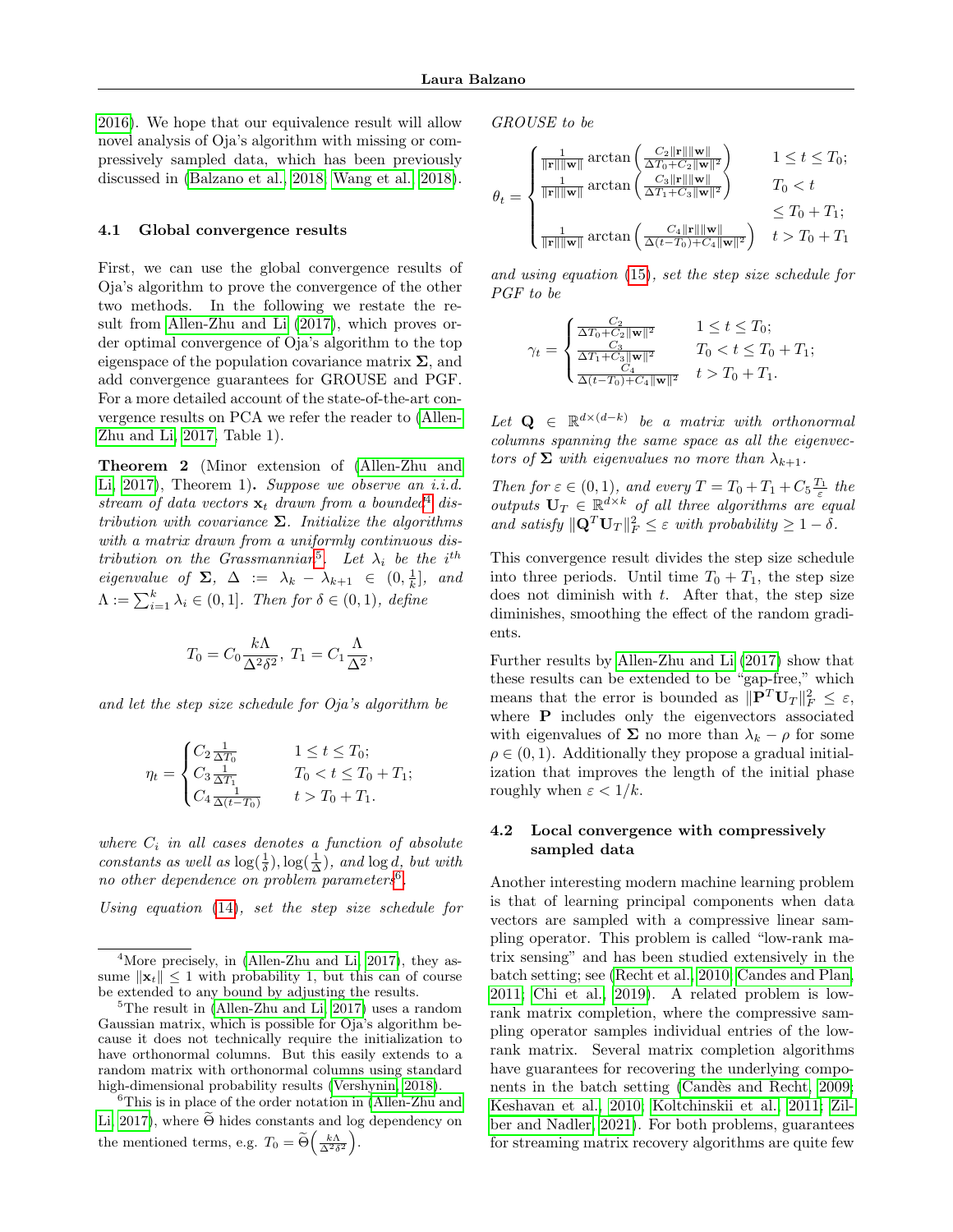2016). We hope that our equivalence result will allow novel analysis of Oja's algorithm with missing or compressively sampled data, which has been previously discussed in (Balzano et al., 2018; Wang et al., 2018).

### 4.1 Global convergence results

First, we can use the global convergence results of Oja's algorithm to prove the convergence of the other two methods. In the following we restate the result from Allen-Zhu and Li (2017), which proves order optimal convergence of Oja's algorithm to the top eigenspace of the population covariance matrix $\mathbf{\Sigma}$, and add convergence guarantees for GROUSE and PGF. For a more detailed account of the state-of-the-art convergence results on PCA we refer the reader to (Allen-Zhu and Li, 2017, Table 1).

**Theorem 2** (Minor extension of (Allen-Zhu and Li, 2017), Theorem 1)**.** *Suppose we observe an i.i.d. stream of data vectors $\mathbf{x}_t$ drawn from a bounded[4] distribution with covariance $\mathbf{\Sigma}$. Initialize the algorithms with a matrix drawn from a uniformly continuous distribution on the Grassmannian[5]. Let $\lambda_i$ be the $i^{th}$ eigenvalue of $\mathbf{\Sigma}$, $\Delta := \lambda_k - \lambda_{k+1} \in (0, \frac{1}{k}]$, and $\Lambda := \sum_{i=1}^k \lambda_i \in (0,1]$. Then for $\delta \in (0,1)$, define*

$$T_0 = C_0 \frac{k\Lambda}{\Delta^2 \delta^2},\ T_1 = C_1 \frac{\Lambda}{\Delta^2},$$

*and let the step size schedule for Oja's algorithm be*

$$\eta_t = \begin{cases} C_2 \frac{1}{\Delta T_0} & 1 \le t \le T_0; \\ C_3 \frac{1}{\Delta T_1} & T_0 < t \le T_0 + T_1; \\ C_4 \frac{1}{\Delta (t - T_0)} & t > T_0 + T_1. \end{cases}$$

*where $C_i$ in all cases denotes a function of absolute constants as well as $\log(\frac{1}{\delta}), \log(\frac{1}{\Delta})$, and $\log d$, but with no other dependence on problem parameters[6].*

*Using equation (14), set the step size schedule for GROUSE to be*

$$\theta_t = \begin{cases} \frac{1}{\|\mathbf{r}\|\|\mathbf{w}\|} \arctan\left(\frac{C_2 \|\mathbf{r}\|\|\mathbf{w}\|}{\Delta T_0 + C_2 \|\mathbf{w}\|^2}\right) & 1 \le t \le T_0; \\ \frac{1}{\|\mathbf{r}\|\|\mathbf{w}\|} \arctan\left(\frac{C_3 \|\mathbf{r}\|\|\mathbf{w}\|}{\Delta T_1 + C_3 \|\mathbf{w}\|^2}\right) & T_0 < t \le T_0 + T_1; \\ \frac{1}{\|\mathbf{r}\|\|\mathbf{w}\|} \arctan\left(\frac{C_4 \|\mathbf{r}\|\|\mathbf{w}\|}{\Delta (t-T_0) + C_4 \|\mathbf{w}\|^2}\right) & t > T_0 + T_1 \end{cases}$$

*and using equation (15), set the step size schedule for PGF to be*

$$\gamma_t = \begin{cases} \frac{C_2}{\Delta T_0 + C_2 \|\mathbf{w}\|^2} & 1 \le t \le T_0; \\ \frac{C_3}{\Delta T_1 + C_3 \|\mathbf{w}\|^2} & T_0 < t \le T_0 + T_1; \\ \frac{C_4}{\Delta (t-T_0) + C_4 \|\mathbf{w}\|^2} & t > T_0 + T_1. \end{cases}$$

*Let $\mathbf{Q} \in \mathbb{R}^{d \times (d-k)}$ be a matrix with orthonormal columns spanning the same space as all the eigenvectors of $\mathbf{\Sigma}$ with eigenvalues no more than $\lambda_{k+1}$.*

*Then for $\varepsilon \in (0,1)$, and every $T = T_0 + T_1 + C_5 \frac{T_1}{\varepsilon}$ the outputs $\mathbf{U}_T \in \mathbb{R}^{d \times k}$ of all three algorithms are equal and satisfy $\|\mathbf{Q}^T \mathbf{U}_T\|_F^2 \le \varepsilon$ with probability $\ge 1 - \delta$.*

This convergence result divides the step size schedule into three periods. Until time $T_0 + T_1$, the step size does not diminish with $t$. After that, the step size diminishes, smoothing the effect of the random gradients.

Further results by Allen-Zhu and Li (2017) show that these results can be extended to be "gap-free," which means that the error is bounded as $\|\mathbf{P}^T \mathbf{U}_T\|_F^2 \le \varepsilon$, where $\mathbf{P}$ includes only the eigenvectors associated with eigenvalues of $\mathbf{\Sigma}$ no more than $\lambda_k - \rho$ for some $\rho \in (0,1)$. Additionally they propose a gradual initialization that improves the length of the initial phase roughly when $\varepsilon < 1/k$.

### 4.2 Local convergence with compressively sampled data

Another interesting modern machine learning problem is that of learning principal components when data vectors are sampled with a compressive linear sampling operator. This problem is called "low-rank matrix sensing" and has been studied extensively in the batch setting; see (Recht et al., 2010; Candes and Plan, 2011; Chi et al., 2019). A related problem is low-rank matrix completion, where the compressive sampling operator samples individual entries of the low-rank matrix. Several matrix completion algorithms have guarantees for recovering the underlying components in the batch setting (Candès and Recht, 2009; Keshavan et al., 2010; Koltchinskii et al., 2011; Zilber and Nadler, 2021). For both problems, guarantees for streaming matrix recovery algorithms are quite few

---

[4] More precisely, in (Allen-Zhu and Li, 2017), they assume $\|\mathbf{x}_t\| \le 1$ with probability 1, but this can of course be extended to any bound by adjusting the results.

[5] The result in (Allen-Zhu and Li, 2017) uses a random Gaussian matrix, which is possible for Oja's algorithm because it does not technically require the initialization to have orthonormal columns. But this easily extends to a random matrix with orthonormal columns using standard high-dimensional probability results (Vershynin, 2018).

[6] This is in place of the order notation in (Allen-Zhu and Li, 2017), where $\widetilde{\Theta}$ hides constants and log dependency on the mentioned terms, e.g. $T_0 = \widetilde{\Theta}\left(\frac{k\Lambda}{\Delta^2\delta^2}\right)$.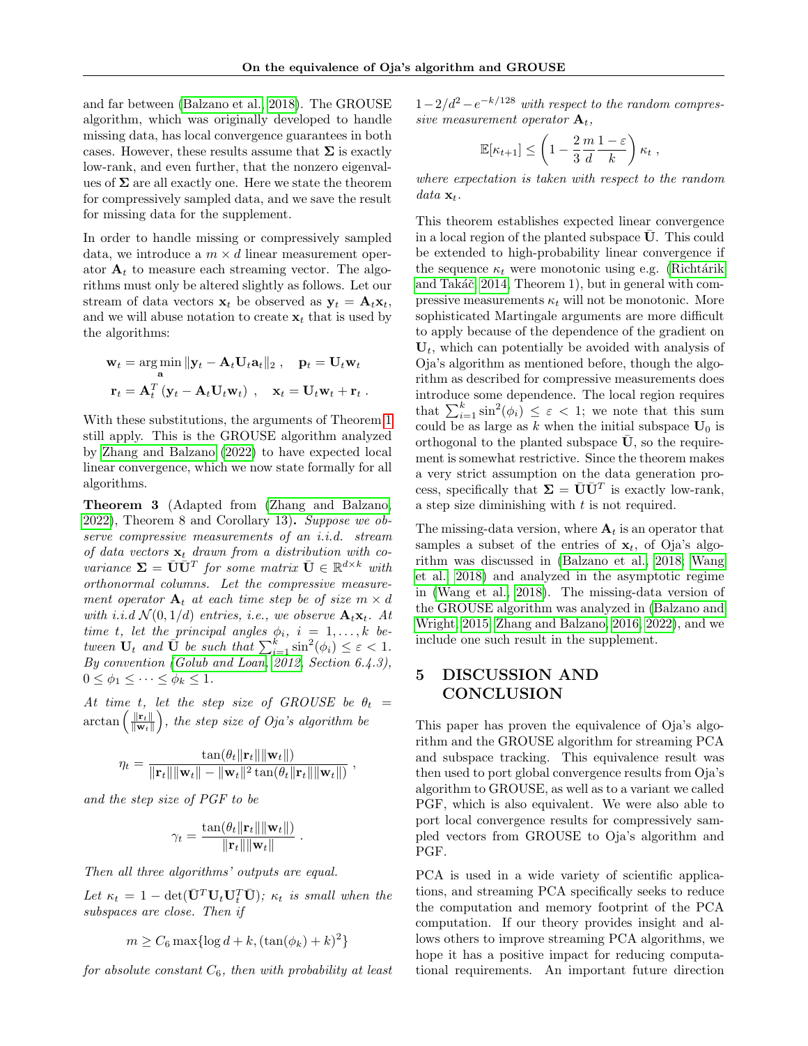and far between (Balzano et al., 2018). The GROUSE algorithm, which was originally developed to handle missing data, has local convergence guarantees in both cases. However, these results assume that $\mathbf{\Sigma}$ is exactly low-rank, and even further, that the nonzero eigenvalues of $\mathbf{\Sigma}$ are all exactly one. Here we state the theorem for compressively sampled data, and we save the result for missing data for the supplement.

In order to handle missing or compressively sampled data, we introduce a $m \times d$ linear measurement operator $\mathbf{A}_t$ to measure each streaming vector. The algorithms must only be altered slightly as follows. Let our stream of data vectors $\mathbf{x}_t$ be observed as $\mathbf{y}_t = \mathbf{A}_t \mathbf{x}_t$, and we will abuse notation to create $\mathbf{x}_t$ that is used by the algorithms:

$$
\mathbf{w}_t = \arg\min_{\mathbf{a}} \|\mathbf{y}_t - \mathbf{A}_t \mathbf{U}_t \mathbf{a}_t\|_2 , \quad \mathbf{p}_t = \mathbf{U}_t \mathbf{w}_t
$$

$$
\mathbf{r}_t = \mathbf{A}_t^T \left(\mathbf{y}_t - \mathbf{A}_t \mathbf{U}_t \mathbf{w}_t\right) , \quad \mathbf{x}_t = \mathbf{U}_t \mathbf{w}_t + \mathbf{r}_t .
$$

With these substitutions, the arguments of Theorem 1 still apply. This is the GROUSE algorithm analyzed by Zhang and Balzano (2022) to have expected local linear convergence, which we now state formally for all algorithms.

**Theorem 3** (Adapted from (Zhang and Balzano, 2022), Theorem 8 and Corollary 13)**.** *Suppose we observe compressive measurements of an i.i.d. stream of data vectors $\mathbf{x}_t$ drawn from a distribution with covariance $\mathbf{\Sigma} = \bar{\mathbf{U}}\bar{\mathbf{U}}^T$ for some matrix $\bar{\mathbf{U}} \in \mathbb{R}^{d \times k}$ with orthonormal columns. Let the compressive measurement operator $\mathbf{A}_t$ at each time step be of size $m \times d$ with i.i.d $\mathcal{N}(0, 1/d)$ entries, i.e., we observe $\mathbf{A}_t \mathbf{x}_t$. At time $t$, let the principal angles $\phi_i$, $i = 1, \ldots, k$ between $\mathbf{U}_t$ and $\bar{\mathbf{U}}$ be such that $\sum_{i=1}^k \sin^2(\phi_i) \le \varepsilon < 1$. By convention (Golub and Loan, 2012, Section 6.4.3), $0 \le \phi_1 \le \cdots \le \phi_k \le 1$.*

*At time $t$, let the step size of GROUSE be $\theta_t = \arctan\left(\frac{\|\mathbf{r}_t\|}{\|\mathbf{w}_t\|}\right)$, the step size of Oja's algorithm be*

$$
\eta_t = \frac{\tan(\theta_t \|\mathbf{r}_t\| \|\mathbf{w}_t\|)}{\|\mathbf{r}_t\|\|\mathbf{w}_t\| - \|\mathbf{w}_t\|^2 \tan(\theta_t \|\mathbf{r}_t\| \|\mathbf{w}_t\|)} ,
$$

*and the step size of PGF to be*

$$
\gamma_t = \frac{\tan(\theta_t \|\mathbf{r}_t\| \|\mathbf{w}_t\|)}{\|\mathbf{r}_t\| \|\mathbf{w}_t\|} .
$$

*Then all three algorithms' outputs are equal.*

*Let $\kappa_t = 1 - \det(\bar{\mathbf{U}}^T \mathbf{U}_t \mathbf{U}_t^T \bar{\mathbf{U}})$; $\kappa_t$ is small when the subspaces are close. Then if*

$$
m \ge C_6 \max\{\log d + k, (\tan(\phi_k) + k)^2\}
$$

*for absolute constant $C_6$, then with probability at least $1 - 2/d^2 - e^{-k/128}$ with respect to the random compressive measurement operator $\mathbf{A}_t$,*

$$
\mathbb{E}[\kappa_{t+1}] \le \left(1 - \frac{2}{3}\frac{m}{d}\frac{1-\varepsilon}{k}\right) \kappa_t ,
$$

*where expectation is taken with respect to the random data $\mathbf{x}_t$.*

This theorem establishes expected linear convergence in a local region of the planted subspace $\bar{\mathbf{U}}$. This could be extended to high-probability linear convergence if the sequence $\kappa_t$ were monotonic using e.g. (Richtárik and Takáč, 2014, Theorem 1), but in general with compressive measurements $\kappa_t$ will not be monotonic. More sophisticated Martingale arguments are more difficult to apply because of the dependence of the gradient on $\mathbf{U}_t$, which can potentially be avoided with analysis of Oja's algorithm as mentioned before, though the algorithm as described for compressive measurements does introduce some dependence. The local region requires that $\sum_{i=1}^k \sin^2(\phi_i) \le \varepsilon < 1$; we note that this sum could be as large as $k$ when the initial subspace $\mathbf{U}_0$ is orthogonal to the planted subspace $\bar{\mathbf{U}}$, so the requirement is somewhat restrictive. Since the theorem makes a very strict assumption on the data generation process, specifically that $\mathbf{\Sigma} = \bar{\mathbf{U}}\bar{\mathbf{U}}^T$ is exactly low-rank, a step size diminishing with $t$ is not required.

The missing-data version, where $\mathbf{A}_t$ is an operator that samples a subset of the entries of $\mathbf{x}_t$, of Oja's algorithm was discussed in (Balzano et al., 2018; Wang et al., 2018) and analyzed in the asymptotic regime in (Wang et al., 2018). The missing-data version of the GROUSE algorithm was analyzed in (Balzano and Wright, 2015; Zhang and Balzano, 2016, 2022), and we include one such result in the supplement.

## 5 DISCUSSION AND CONCLUSION

This paper has proven the equivalence of Oja's algorithm and the GROUSE algorithm for streaming PCA and subspace tracking. This equivalence result was then used to port global convergence results from Oja's algorithm to GROUSE, as well as to a variant we called PGF, which is also equivalent. We were also able to port local convergence results for compressively sampled vectors from GROUSE to Oja's algorithm and PGF.

PCA is used in a wide variety of scientific applications, and streaming PCA specifically seeks to reduce the computation and memory footprint of the PCA computation. If our theory provides insight and allows others to improve streaming PCA algorithms, we hope it has a positive impact for reducing computational requirements. An important future direction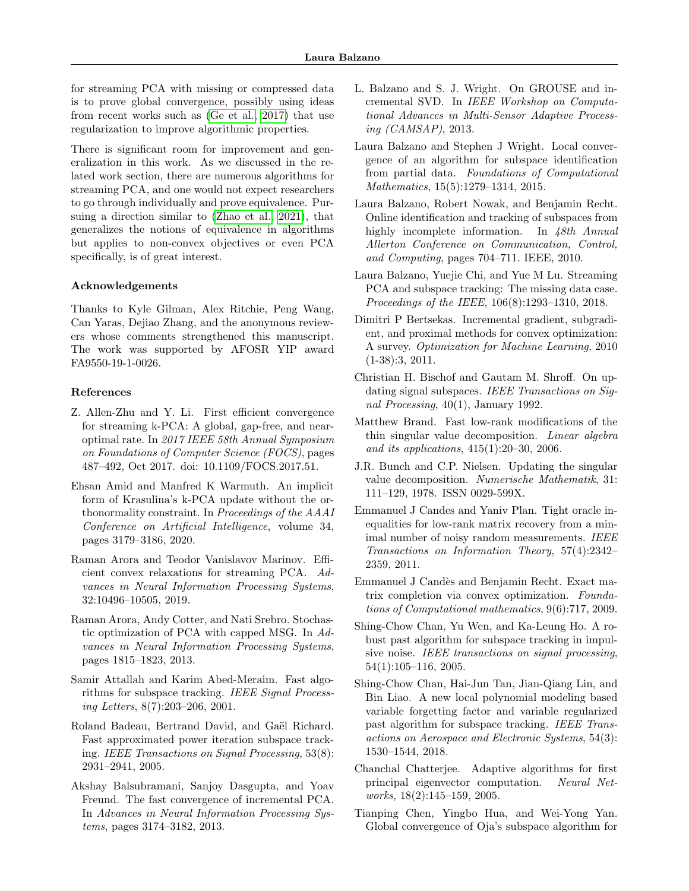for streaming PCA with missing or compressed data is to prove global convergence, possibly using ideas from recent works such as (Ge et al., 2017) that use regularization to improve algorithmic properties.

There is significant room for improvement and generalization in this work. As we discussed in the related work section, there are numerous algorithms for streaming PCA, and one would not expect researchers to go through individually and prove equivalence. Pursuing a direction similar to (Zhao et al., 2021), that generalizes the notions of equivalence in algorithms but applies to non-convex objectives or even PCA specifically, is of great interest.

### Acknowledgements

Thanks to Kyle Gilman, Alex Ritchie, Peng Wang, Can Yaras, Dejiao Zhang, and the anonymous reviewers whose comments strengthened this manuscript. The work was supported by AFOSR YIP award FA9550-19-1-0026.

### References

Z. Allen-Zhu and Y. Li. First efficient convergence for streaming k-PCA: A global, gap-free, and near-optimal rate. In *2017 IEEE 58th Annual Symposium on Foundations of Computer Science (FOCS)*, pages 487–492, Oct 2017. doi: 10.1109/FOCS.2017.51.

Ehsan Amid and Manfred K Warmuth. An implicit form of Krasulina's k-PCA update without the orthonormality constraint. In *Proceedings of the AAAI Conference on Artificial Intelligence*, volume 34, pages 3179–3186, 2020.

Raman Arora and Teodor Vanislavov Marinov. Efficient convex relaxations for streaming PCA. *Advances in Neural Information Processing Systems*, 32:10496–10505, 2019.

Raman Arora, Andy Cotter, and Nati Srebro. Stochastic optimization of PCA with capped MSG. In *Advances in Neural Information Processing Systems*, pages 1815–1823, 2013.

Samir Attallah and Karim Abed-Meraim. Fast algorithms for subspace tracking. *IEEE Signal Processing Letters*, 8(7):203–206, 2001.

Roland Badeau, Bertrand David, and Gaël Richard. Fast approximated power iteration subspace tracking. *IEEE Transactions on Signal Processing*, 53(8): 2931–2941, 2005.

Akshay Balsubramani, Sanjoy Dasgupta, and Yoav Freund. The fast convergence of incremental PCA. In *Advances in Neural Information Processing Systems*, pages 3174–3182, 2013.

L. Balzano and S. J. Wright. On GROUSE and incremental SVD. In *IEEE Workshop on Computational Advances in Multi-Sensor Adaptive Processing (CAMSAP)*, 2013.

Laura Balzano and Stephen J Wright. Local convergence of an algorithm for subspace identification from partial data. *Foundations of Computational Mathematics*, 15(5):1279–1314, 2015.

Laura Balzano, Robert Nowak, and Benjamin Recht. Online identification and tracking of subspaces from highly incomplete information. In *48th Annual Allerton Conference on Communication, Control, and Computing*, pages 704–711. IEEE, 2010.

Laura Balzano, Yuejie Chi, and Yue M Lu. Streaming PCA and subspace tracking: The missing data case. *Proceedings of the IEEE*, 106(8):1293–1310, 2018.

Dimitri P Bertsekas. Incremental gradient, subgradient, and proximal methods for convex optimization: A survey. *Optimization for Machine Learning*, 2010 (1-38):3, 2011.

Christian H. Bischof and Gautam M. Shroff. On updating signal subspaces. *IEEE Transactions on Signal Processing*, 40(1), January 1992.

Matthew Brand. Fast low-rank modifications of the thin singular value decomposition. *Linear algebra and its applications*, 415(1):20–30, 2006.

J.R. Bunch and C.P. Nielsen. Updating the singular value decomposition. *Numerische Mathematik*, 31: 111–129, 1978. ISSN 0029-599X.

Emmanuel J Candes and Yaniv Plan. Tight oracle inequalities for low-rank matrix recovery from a minimal number of noisy random measurements. *IEEE Transactions on Information Theory*, 57(4):2342–2359, 2011.

Emmanuel J Candès and Benjamin Recht. Exact matrix completion via convex optimization. *Foundations of Computational mathematics*, 9(6):717, 2009.

Shing-Chow Chan, Yu Wen, and Ka-Leung Ho. A robust past algorithm for subspace tracking in impulsive noise. *IEEE transactions on signal processing*, 54(1):105–116, 2005.

Shing-Chow Chan, Hai-Jun Tan, Jian-Qiang Lin, and Bin Liao. A new local polynomial modeling based variable forgetting factor and variable regularized past algorithm for subspace tracking. *IEEE Transactions on Aerospace and Electronic Systems*, 54(3): 1530–1544, 2018.

Chanchal Chatterjee. Adaptive algorithms for first principal eigenvector computation. *Neural Networks*, 18(2):145–159, 2005.

Tianping Chen, Yingbo Hua, and Wei-Yong Yan. Global convergence of Oja's subspace algorithm for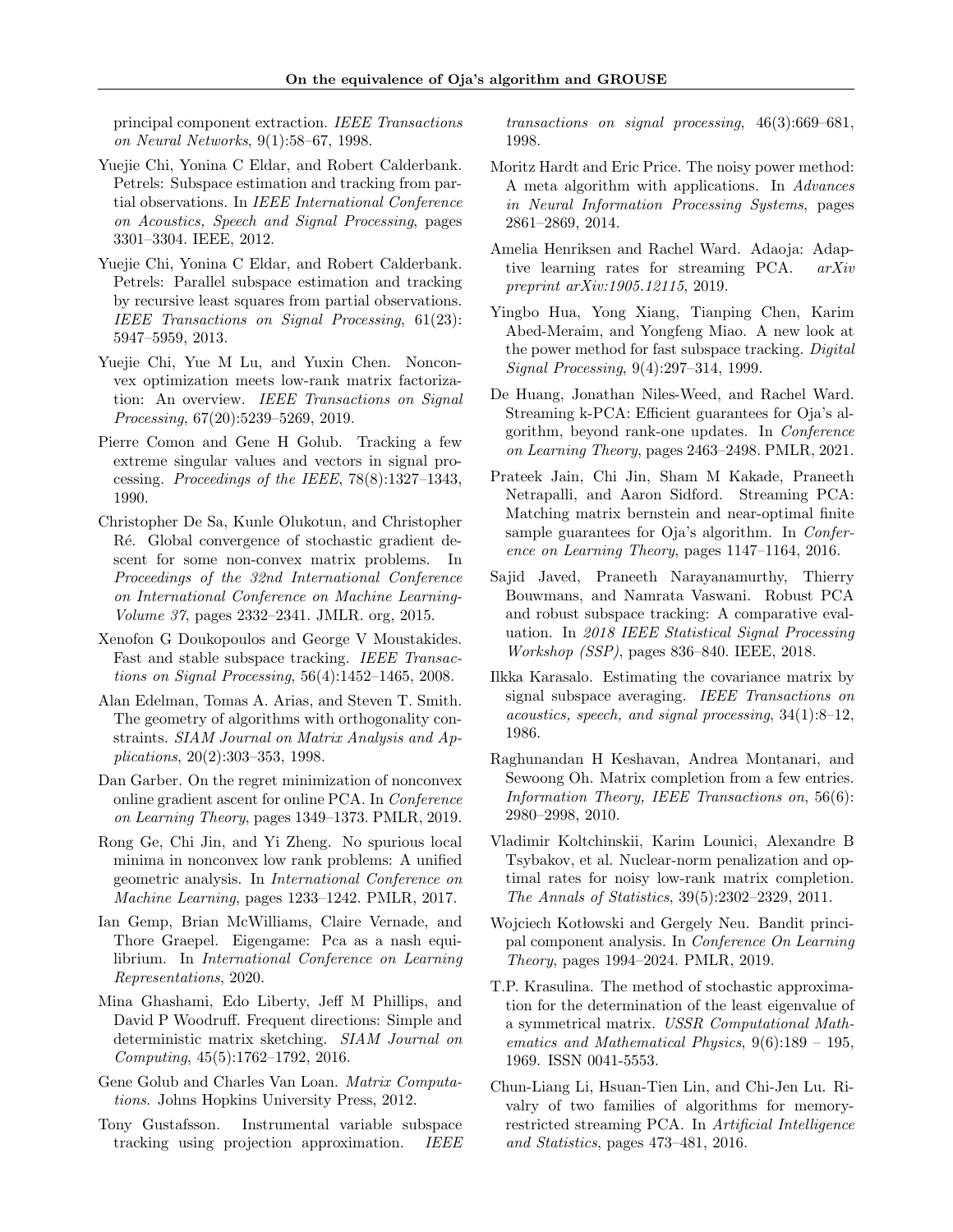principal component extraction. *IEEE Transactions on Neural Networks*, 9(1):58–67, 1998.

Yuejie Chi, Yonina C Eldar, and Robert Calderbank. Petrels: Subspace estimation and tracking from partial observations. In *IEEE International Conference on Acoustics, Speech and Signal Processing*, pages 3301–3304. IEEE, 2012.

Yuejie Chi, Yonina C Eldar, and Robert Calderbank. Petrels: Parallel subspace estimation and tracking by recursive least squares from partial observations. *IEEE Transactions on Signal Processing*, 61(23): 5947–5959, 2013.

Yuejie Chi, Yue M Lu, and Yuxin Chen. Nonconvex optimization meets low-rank matrix factorization: An overview. *IEEE Transactions on Signal Processing*, 67(20):5239–5269, 2019.

Pierre Comon and Gene H Golub. Tracking a few extreme singular values and vectors in signal processing. *Proceedings of the IEEE*, 78(8):1327–1343, 1990.

Christopher De Sa, Kunle Olukotun, and Christopher Ré. Global convergence of stochastic gradient descent for some non-convex matrix problems. In *Proceedings of the 32nd International Conference on International Conference on Machine Learning-Volume 37*, pages 2332–2341. JMLR. org, 2015.

Xenofon G Doukopoulos and George V Moustakides. Fast and stable subspace tracking. *IEEE Transactions on Signal Processing*, 56(4):1452–1465, 2008.

Alan Edelman, Tomas A. Arias, and Steven T. Smith. The geometry of algorithms with orthogonality constraints. *SIAM Journal on Matrix Analysis and Applications*, 20(2):303–353, 1998.

Dan Garber. On the regret minimization of nonconvex online gradient ascent for online PCA. In *Conference on Learning Theory*, pages 1349–1373. PMLR, 2019.

Rong Ge, Chi Jin, and Yi Zheng. No spurious local minima in nonconvex low rank problems: A unified geometric analysis. In *International Conference on Machine Learning*, pages 1233–1242. PMLR, 2017.

Ian Gemp, Brian McWilliams, Claire Vernade, and Thore Graepel. Eigengame: Pca as a nash equilibrium. In *International Conference on Learning Representations*, 2020.

Mina Ghashami, Edo Liberty, Jeff M Phillips, and David P Woodruff. Frequent directions: Simple and deterministic matrix sketching. *SIAM Journal on Computing*, 45(5):1762–1792, 2016.

Gene Golub and Charles Van Loan. *Matrix Computations*. Johns Hopkins University Press, 2012.

Tony Gustafsson. Instrumental variable subspace tracking using projection approximation. *IEEE transactions on signal processing*, 46(3):669–681, 1998.

Moritz Hardt and Eric Price. The noisy power method: A meta algorithm with applications. In *Advances in Neural Information Processing Systems*, pages 2861–2869, 2014.

Amelia Henriksen and Rachel Ward. Adaoja: Adaptive learning rates for streaming PCA. *arXiv preprint arXiv:1905.12115*, 2019.

Yingbo Hua, Yong Xiang, Tianping Chen, Karim Abed-Meraim, and Yongfeng Miao. A new look at the power method for fast subspace tracking. *Digital Signal Processing*, 9(4):297–314, 1999.

De Huang, Jonathan Niles-Weed, and Rachel Ward. Streaming k-PCA: Efficient guarantees for Oja's algorithm, beyond rank-one updates. In *Conference on Learning Theory*, pages 2463–2498. PMLR, 2021.

Prateek Jain, Chi Jin, Sham M Kakade, Praneeth Netrapalli, and Aaron Sidford. Streaming PCA: Matching matrix bernstein and near-optimal finite sample guarantees for Oja's algorithm. In *Conference on Learning Theory*, pages 1147–1164, 2016.

Sajid Javed, Praneeth Narayanamurthy, Thierry Bouwmans, and Namrata Vaswani. Robust PCA and robust subspace tracking: A comparative evaluation. In *2018 IEEE Statistical Signal Processing Workshop (SSP)*, pages 836–840. IEEE, 2018.

Ilkka Karasalo. Estimating the covariance matrix by signal subspace averaging. *IEEE Transactions on acoustics, speech, and signal processing*, 34(1):8–12, 1986.

Raghunandan H Keshavan, Andrea Montanari, and Sewoong Oh. Matrix completion from a few entries. *Information Theory, IEEE Transactions on*, 56(6): 2980–2998, 2010.

Vladimir Koltchinskii, Karim Lounici, Alexandre B Tsybakov, et al. Nuclear-norm penalization and optimal rates for noisy low-rank matrix completion. *The Annals of Statistics*, 39(5):2302–2329, 2011.

Wojciech Kotłowski and Gergely Neu. Bandit principal component analysis. In *Conference On Learning Theory*, pages 1994–2024. PMLR, 2019.

T.P. Krasulina. The method of stochastic approximation for the determination of the least eigenvalue of a symmetrical matrix. *USSR Computational Mathematics and Mathematical Physics*, 9(6):189 – 195, 1969. ISSN 0041-5553.

Chun-Liang Li, Hsuan-Tien Lin, and Chi-Jen Lu. Rivalry of two families of algorithms for memory-restricted streaming PCA. In *Artificial Intelligence and Statistics*, pages 473–481, 2016.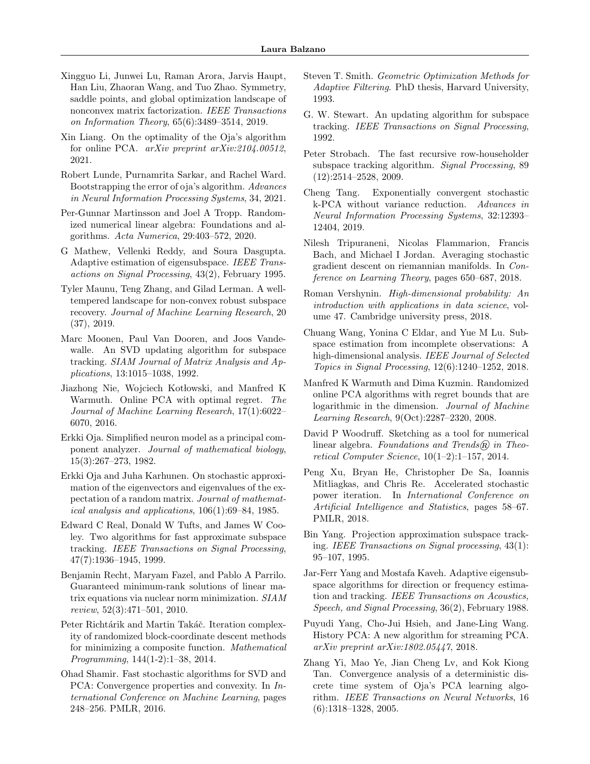Xingguo Li, Junwei Lu, Raman Arora, Jarvis Haupt, Han Liu, Zhaoran Wang, and Tuo Zhao. Symmetry, saddle points, and global optimization landscape of nonconvex matrix factorization. *IEEE Transactions on Information Theory*, 65(6):3489–3514, 2019.

Xin Liang. On the optimality of the Oja's algorithm for online PCA. *arXiv preprint arXiv:2104.00512*, 2021.

Robert Lunde, Purnamrita Sarkar, and Rachel Ward. Bootstrapping the error of oja's algorithm. *Advances in Neural Information Processing Systems*, 34, 2021.

Per-Gunnar Martinsson and Joel A Tropp. Randomized numerical linear algebra: Foundations and algorithms. *Acta Numerica*, 29:403–572, 2020.

G Mathew, Vellenki Reddy, and Soura Dasgupta. Adaptive estimation of eigensubspace. *IEEE Transactions on Signal Processing*, 43(2), February 1995.

Tyler Maunu, Teng Zhang, and Gilad Lerman. A well-tempered landscape for non-convex robust subspace recovery. *Journal of Machine Learning Research*, 20 (37), 2019.

Marc Moonen, Paul Van Dooren, and Joos Vandewalle. An SVD updating algorithm for subspace tracking. *SIAM Journal of Matrix Analysis and Applications*, 13:1015–1038, 1992.

Jiazhong Nie, Wojciech Kotłowski, and Manfred K Warmuth. Online PCA with optimal regret. *The Journal of Machine Learning Research*, 17(1):6022–6070, 2016.

Erkki Oja. Simplified neuron model as a principal component analyzer. *Journal of mathematical biology*, 15(3):267–273, 1982.

Erkki Oja and Juha Karhunen. On stochastic approximation of the eigenvectors and eigenvalues of the expectation of a random matrix. *Journal of mathematical analysis and applications*, 106(1):69–84, 1985.

Edward C Real, Donald W Tufts, and James W Cooley. Two algorithms for fast approximate subspace tracking. *IEEE Transactions on Signal Processing*, 47(7):1936–1945, 1999.

Benjamin Recht, Maryam Fazel, and Pablo A Parrilo. Guaranteed minimum-rank solutions of linear matrix equations via nuclear norm minimization. *SIAM review*, 52(3):471–501, 2010.

Peter Richtárik and Martin Takáč. Iteration complexity of randomized block-coordinate descent methods for minimizing a composite function. *Mathematical Programming*, 144(1-2):1–38, 2014.

Ohad Shamir. Fast stochastic algorithms for SVD and PCA: Convergence properties and convexity. In *International Conference on Machine Learning*, pages 248–256. PMLR, 2016.

Steven T. Smith. *Geometric Optimization Methods for Adaptive Filtering*. PhD thesis, Harvard University, 1993.

G. W. Stewart. An updating algorithm for subspace tracking. *IEEE Transactions on Signal Processing*, 1992.

Peter Strobach. The fast recursive row-householder subspace tracking algorithm. *Signal Processing*, 89 (12):2514–2528, 2009.

Cheng Tang. Exponentially convergent stochastic k-PCA without variance reduction. *Advances in Neural Information Processing Systems*, 32:12393–12404, 2019.

Nilesh Tripuraneni, Nicolas Flammarion, Francis Bach, and Michael I Jordan. Averaging stochastic gradient descent on riemannian manifolds. In *Conference on Learning Theory*, pages 650–687, 2018.

Roman Vershynin. *High-dimensional probability: An introduction with applications in data science*, volume 47. Cambridge university press, 2018.

Chuang Wang, Yonina C Eldar, and Yue M Lu. Subspace estimation from incomplete observations: A high-dimensional analysis. *IEEE Journal of Selected Topics in Signal Processing*, 12(6):1240–1252, 2018.

Manfred K Warmuth and Dima Kuzmin. Randomized online PCA algorithms with regret bounds that are logarithmic in the dimension. *Journal of Machine Learning Research*, 9(Oct):2287–2320, 2008.

David P Woodruff. Sketching as a tool for numerical linear algebra. *Foundations and Trends® in Theoretical Computer Science*, 10(1–2):1–157, 2014.

Peng Xu, Bryan He, Christopher De Sa, Ioannis Mitliagkas, and Chris Re. Accelerated stochastic power iteration. In *International Conference on Artificial Intelligence and Statistics*, pages 58–67. PMLR, 2018.

Bin Yang. Projection approximation subspace tracking. *IEEE Transactions on Signal processing*, 43(1): 95–107, 1995.

Jar-Ferr Yang and Mostafa Kaveh. Adaptive eigensubspace algorithms for direction or frequency estimation and tracking. *IEEE Transactions on Acoustics, Speech, and Signal Processing*, 36(2), February 1988.

Puyudi Yang, Cho-Jui Hsieh, and Jane-Ling Wang. History PCA: A new algorithm for streaming PCA. *arXiv preprint arXiv:1802.05447*, 2018.

Zhang Yi, Mao Ye, Jian Cheng Lv, and Kok Kiong Tan. Convergence analysis of a deterministic discrete time system of Oja's PCA learning algorithm. *IEEE Transactions on Neural Networks*, 16 (6):1318–1328, 2005.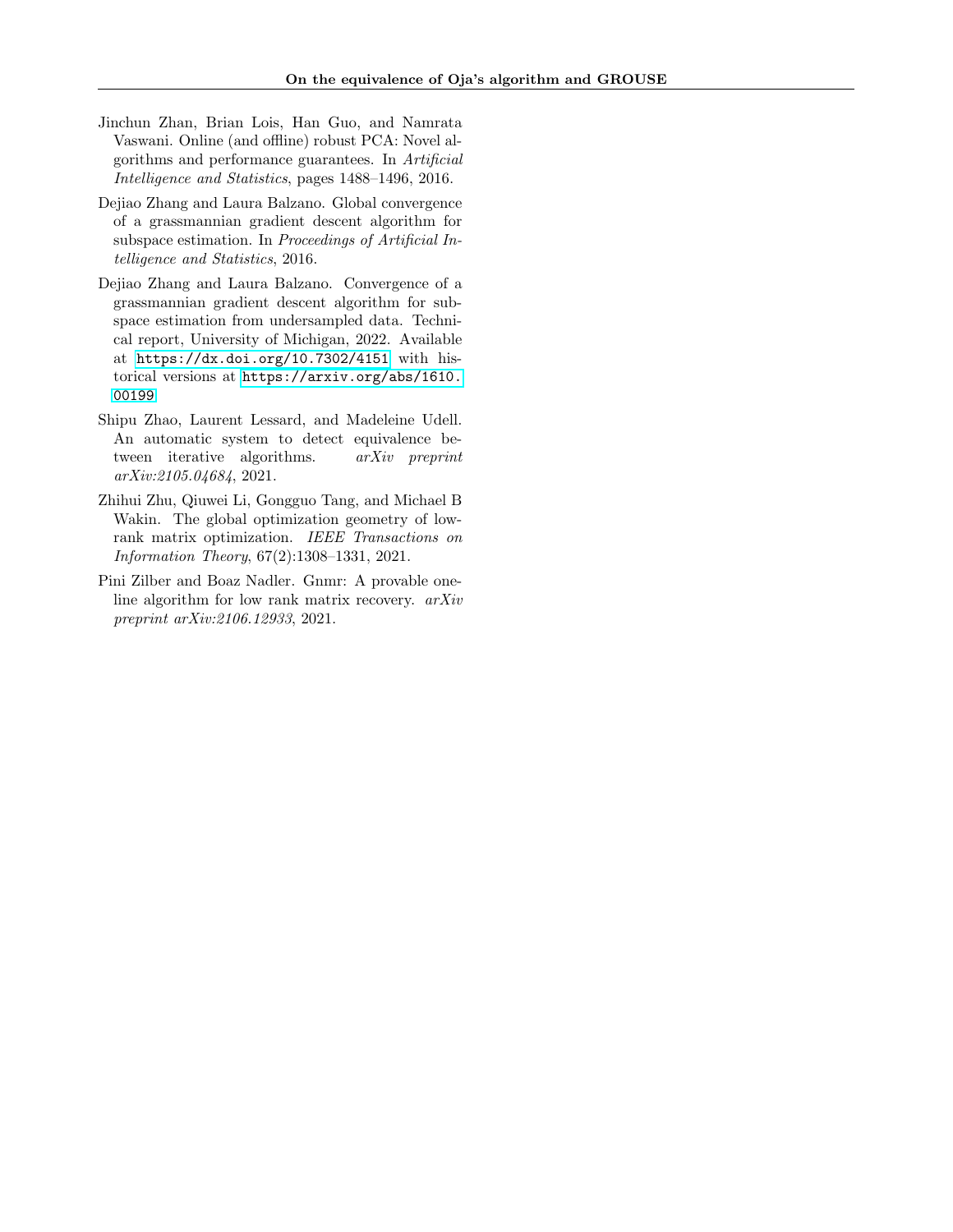Jinchun Zhan, Brian Lois, Han Guo, and Namrata Vaswani. Online (and offline) robust PCA: Novel algorithms and performance guarantees. In *Artificial Intelligence and Statistics*, pages 1488–1496, 2016.

Dejiao Zhang and Laura Balzano. Global convergence of a grassmannian gradient descent algorithm for subspace estimation. In *Proceedings of Artificial Intelligence and Statistics*, 2016.

Dejiao Zhang and Laura Balzano. Convergence of a grassmannian gradient descent algorithm for subspace estimation from undersampled data. Technical report, University of Michigan, 2022. Available at https://dx.doi.org/10.7302/4151 with historical versions at https://arxiv.org/abs/1610.00199.

Shipu Zhao, Laurent Lessard, and Madeleine Udell. An automatic system to detect equivalence between iterative algorithms. *arXiv preprint arXiv:2105.04684*, 2021.

Zhihui Zhu, Qiuwei Li, Gongguo Tang, and Michael B Wakin. The global optimization geometry of low-rank matrix optimization. *IEEE Transactions on Information Theory*, 67(2):1308–1331, 2021.

Pini Zilber and Boaz Nadler. Gnmr: A provable one-line algorithm for low rank matrix recovery. *arXiv preprint arXiv:2106.12933*, 2021.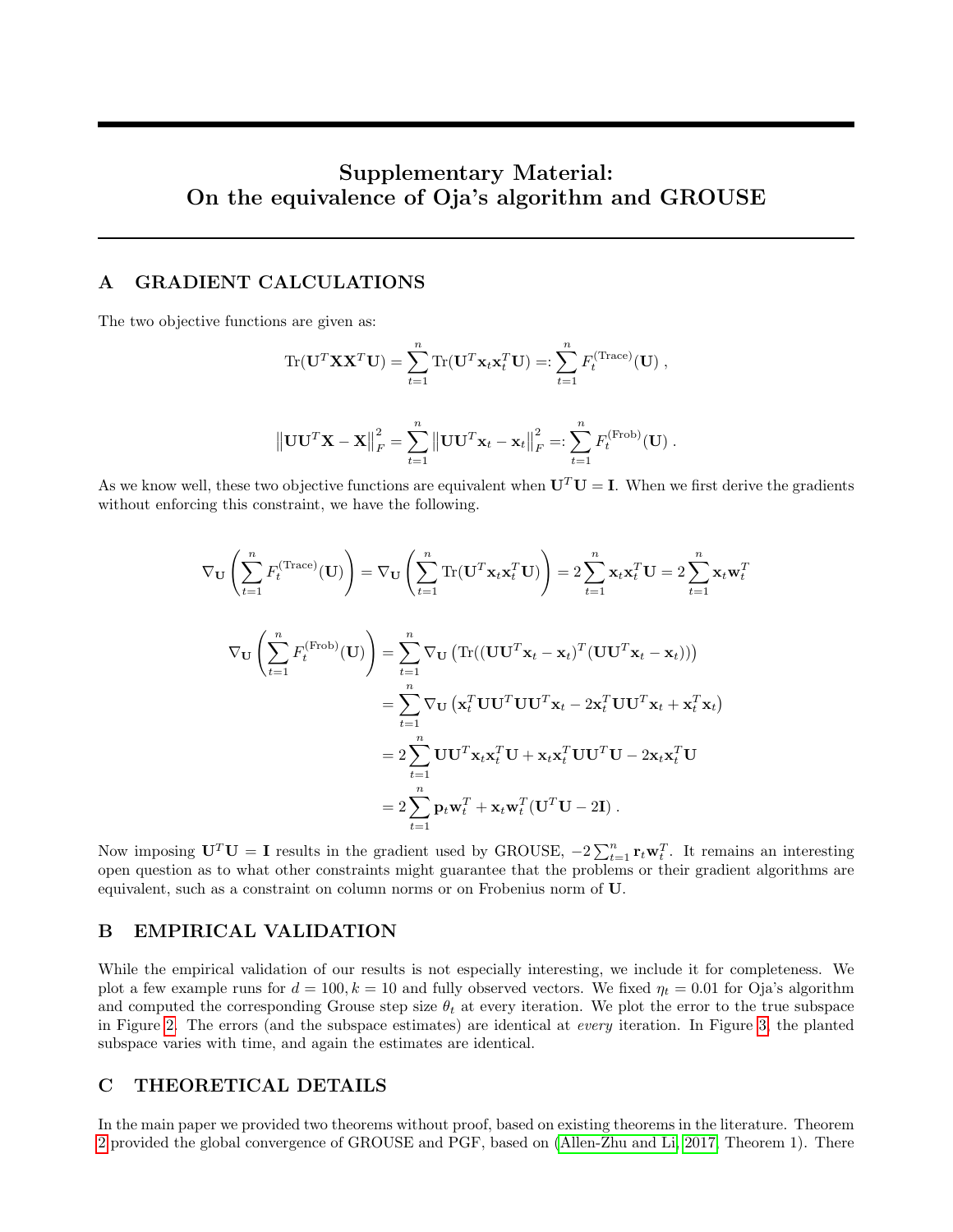# Supplementary Material: On the equivalence of Oja's algorithm and GROUSE

## A GRADIENT CALCULATIONS

The two objective functions are given as:

$$\text{Tr}(\mathbf{U}^T\mathbf{X}\mathbf{X}^T\mathbf{U}) = \sum_{t=1}^{n} \text{Tr}(\mathbf{U}^T\mathbf{x}_t\mathbf{x}_t^T\mathbf{U}) =: \sum_{t=1}^{n} F_t^{(\text{Trace})}(\mathbf{U}) ,$$

$$\left\|\mathbf{U}\mathbf{U}^T\mathbf{X} - \mathbf{X}\right\|_F^2 = \sum_{t=1}^{n} \left\|\mathbf{U}\mathbf{U}^T\mathbf{x}_t - \mathbf{x}_t\right\|_F^2 =: \sum_{t=1}^{n} F_t^{(\text{Frob})}(\mathbf{U}) .$$

As we know well, these two objective functions are equivalent when $\mathbf{U}^T\mathbf{U} = \mathbf{I}$. When we first derive the gradients without enforcing this constraint, we have the following.

$$\nabla_{\mathbf{U}}\left(\sum_{t=1}^{n} F_t^{(\text{Trace})}(\mathbf{U})\right) = \nabla_{\mathbf{U}}\left(\sum_{t=1}^{n} \text{Tr}(\mathbf{U}^T\mathbf{x}_t\mathbf{x}_t^T\mathbf{U})\right) = 2\sum_{t=1}^{n} \mathbf{x}_t\mathbf{x}_t^T\mathbf{U} = 2\sum_{t=1}^{n} \mathbf{x}_t\mathbf{w}_t^T$$

$$\begin{aligned}
\nabla_{\mathbf{U}}\left(\sum_{t=1}^{n} F_t^{(\text{Frob})}(\mathbf{U})\right) &= \sum_{t=1}^{n} \nabla_{\mathbf{U}}\left(\text{Tr}((\mathbf{U}\mathbf{U}^T\mathbf{x}_t - \mathbf{x}_t)^T(\mathbf{U}\mathbf{U}^T\mathbf{x}_t - \mathbf{x}_t))\right) \\
&= \sum_{t=1}^{n} \nabla_{\mathbf{U}}\left(\mathbf{x}_t^T\mathbf{U}\mathbf{U}^T\mathbf{U}\mathbf{U}^T\mathbf{x}_t - 2\mathbf{x}_t^T\mathbf{U}\mathbf{U}^T\mathbf{x}_t + \mathbf{x}_t^T\mathbf{x}_t\right) \\
&= 2\sum_{t=1}^{n} \mathbf{U}\mathbf{U}^T\mathbf{x}_t\mathbf{x}_t^T\mathbf{U} + \mathbf{x}_t\mathbf{x}_t^T\mathbf{U}\mathbf{U}^T\mathbf{U} - 2\mathbf{x}_t\mathbf{x}_t^T\mathbf{U} \\
&= 2\sum_{t=1}^{n} \mathbf{p}_t\mathbf{w}_t^T + \mathbf{x}_t\mathbf{w}_t^T(\mathbf{U}^T\mathbf{U} - 2\mathbf{I}) .
\end{aligned}$$

Now imposing $\mathbf{U}^T\mathbf{U} = \mathbf{I}$ results in the gradient used by GROUSE, $-2\sum_{t=1}^{n} \mathbf{r}_t\mathbf{w}_t^T$. It remains an interesting open question as to what other constraints might guarantee that the problems or their gradient algorithms are equivalent, such as a constraint on column norms or on Frobenius norm of $\mathbf{U}$.

## B EMPIRICAL VALIDATION

While the empirical validation of our results is not especially interesting, we include it for completeness. We plot a few example runs for $d = 100, k = 10$ and fully observed vectors. We fixed $\eta_t = 0.01$ for Oja's algorithm and computed the corresponding Grouse step size $\theta_t$ at every iteration. We plot the error to the true subspace in Figure 2. The errors (and the subspace estimates) are identical at *every* iteration. In Figure 3, the planted subspace varies with time, and again the estimates are identical.

## C THEORETICAL DETAILS

In the main paper we provided two theorems without proof, based on existing theorems in the literature. Theorem 2 provided the global convergence of GROUSE and PGF, based on (Allen-Zhu and Li, 2017, Theorem 1). There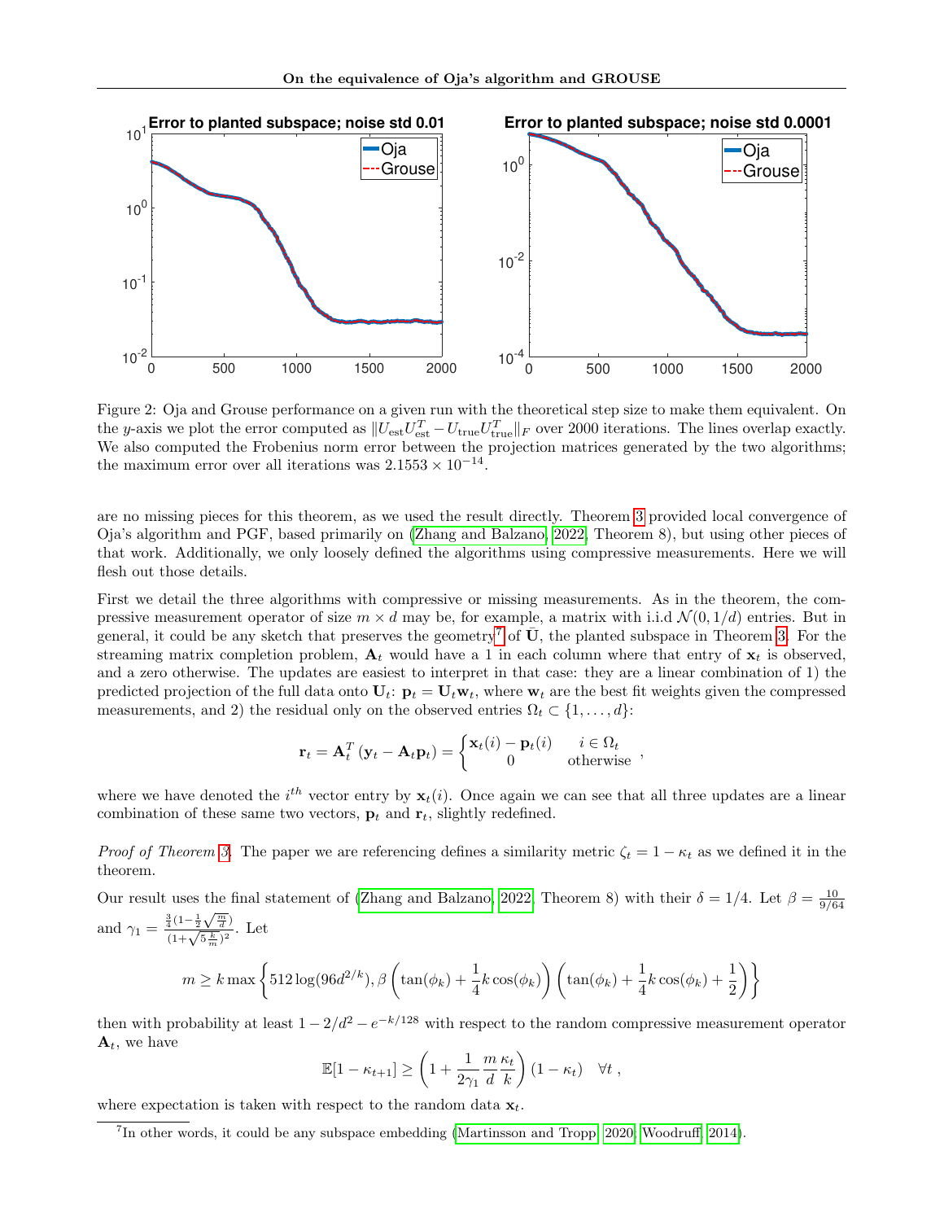Figure 2: Oja and Grouse performance on a given run with the theoretical step size to make them equivalent. On the $y$-axis we plot the error computed as $\|U_{\text{est}}U_{\text{est}}^T - U_{\text{true}}U_{\text{true}}^T\|_F$ over 2000 iterations. The lines overlap exactly. We also computed the Frobenius norm error between the projection matrices generated by the two algorithms; the maximum error over all iterations was $2.1553 \times 10^{-14}$.

are no missing pieces for this theorem, as we used the result directly. Theorem 3 provided local convergence of Oja's algorithm and PGF, based primarily on (Zhang and Balzano, 2022, Theorem 8), but using other pieces of that work. Additionally, we only loosely defined the algorithms using compressive measurements. Here we will flesh out those details.

First we detail the three algorithms with compressive or missing measurements. As in the theorem, the compressive measurement operator of size $m \times d$ may be, for example, a matrix with i.i.d $\mathcal{N}(0, 1/d)$ entries. But in general, it could be any sketch that preserves the geometry[7] of $\bar{\mathbf{U}}$, the planted subspace in Theorem 3. For the streaming matrix completion problem, $\mathbf{A}_t$ would have a 1 in each column where that entry of $\mathbf{x}_t$ is observed, and a zero otherwise. The updates are easiest to interpret in that case: they are a linear combination of 1) the predicted projection of the full data onto $\mathbf{U}_t$: $\mathbf{p}_t = \mathbf{U}_t\mathbf{w}_t$, where $\mathbf{w}_t$ are the best fit weights given the compressed measurements, and 2) the residual only on the observed entries $\Omega_t \subset \{1, \ldots, d\}$:

$$\mathbf{r}_t = \mathbf{A}_t^T\left(\mathbf{y}_t - \mathbf{A}_t\mathbf{p}_t\right) = \begin{cases} \mathbf{x}_t(i) - \mathbf{p}_t(i) & i \in \Omega_t \\ 0 & \text{otherwise} \end{cases},$$

where we have denoted the $i^{th}$ vector entry by $\mathbf{x}_t(i)$. Once again we can see that all three updates are a linear combination of these same two vectors, $\mathbf{p}_t$ and $\mathbf{r}_t$, slightly redefined.

*Proof of Theorem 3.* The paper we are referencing defines a similarity metric $\zeta_t = 1 - \kappa_t$ as we defined it in the theorem.

Our result uses the final statement of (Zhang and Balzano, 2022, Theorem 8) with their $\delta = 1/4$. Let $\beta = \frac{10}{9/64}$ and $\gamma_1 = \frac{\frac{3}{4}(1-\frac{1}{2}\sqrt{\frac{m}{d}})}{(1+\sqrt{5\frac{k}{m}})^2}$. Let

$$m \geq k \max\left\{512\log(96d^{2/k}), \beta\left(\tan(\phi_k) + \frac{1}{4}k\cos(\phi_k)\right)\left(\tan(\phi_k) + \frac{1}{4}k\cos(\phi_k) + \frac{1}{2}\right)\right\}$$

then with probability at least $1 - 2/d^2 - e^{-k/128}$ with respect to the random compressive measurement operator $\mathbf{A}_t$, we have

$$\mathbb{E}[1 - \kappa_{t+1}] \geq \left(1 + \frac{1}{2\gamma_1}\frac{m}{d}\frac{\kappa_t}{k}\right)(1 - \kappa_t) \quad \forall t,$$

where expectation is taken with respect to the random data $\mathbf{x}_t$.

[7] In other words, it could be any subspace embedding (Martinsson and Tropp, 2020; Woodruff, 2014).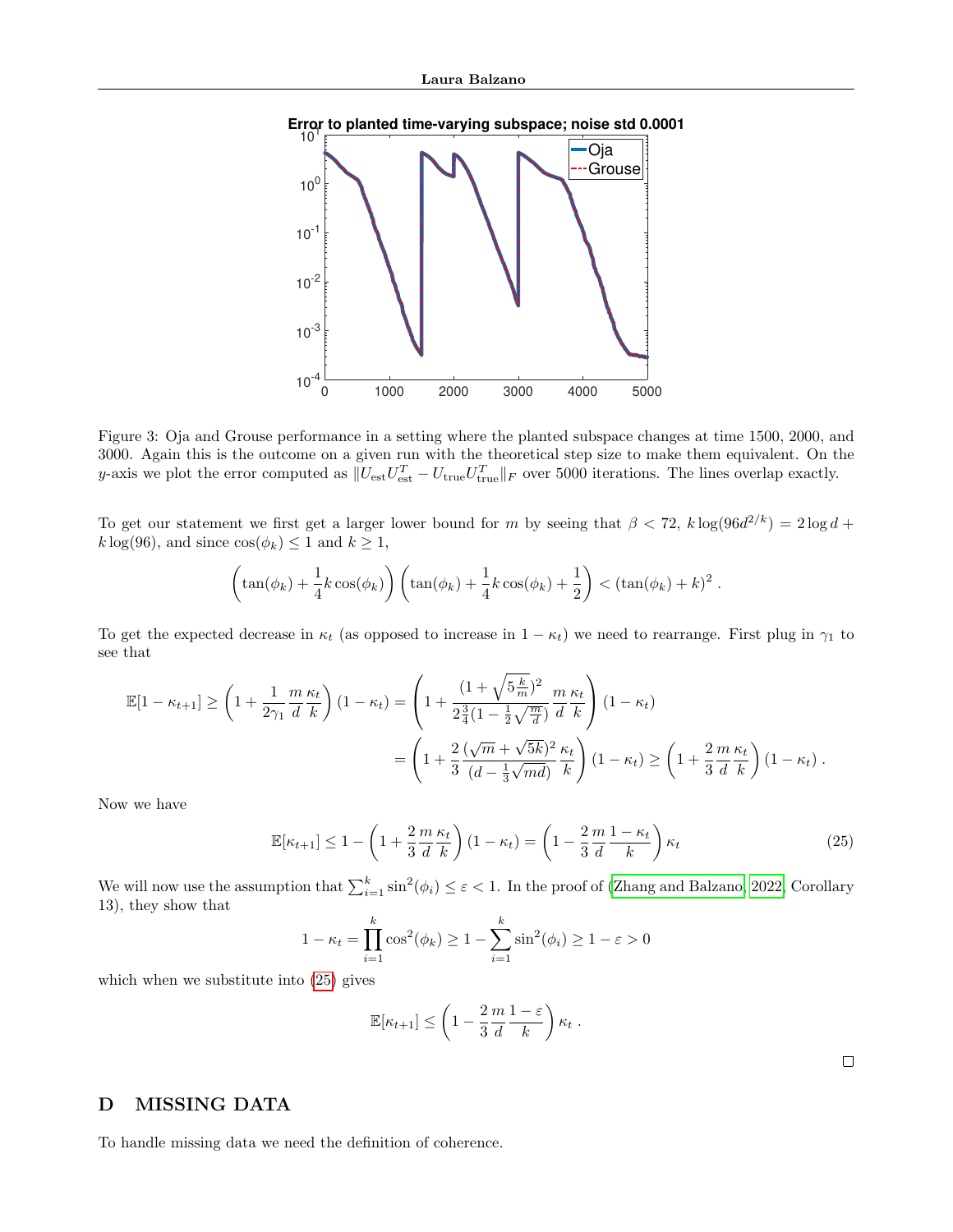Figure 3: Oja and Grouse performance in a setting where the planted subspace changes at time 1500, 2000, and 3000. Again this is the outcome on a given run with the theoretical step size to make them equivalent. On the $y$-axis we plot the error computed as $\|U_{\text{est}}U_{\text{est}}^T - U_{\text{true}}U_{\text{true}}^T\|_F$ over 5000 iterations. The lines overlap exactly.

To get our statement we first get a larger lower bound for $m$ by seeing that $\beta < 72$, $k\log(96d^{2/k}) = 2\log d + k\log(96)$, and since $\cos(\phi_k) \leq 1$ and $k \geq 1$,

$$\left(\tan(\phi_k) + \frac{1}{4}k\cos(\phi_k)\right)\left(\tan(\phi_k) + \frac{1}{4}k\cos(\phi_k) + \frac{1}{2}\right) < (\tan(\phi_k) + k)^2 .$$

To get the expected decrease in $\kappa_t$ (as opposed to increase in $1 - \kappa_t$) we need to rearrange. First plug in $\gamma_1$ to see that

$$\begin{aligned}\mathbb{E}[1-\kappa_{t+1}] \geq \left(1 + \frac{1}{2\gamma_1}\frac{m}{d}\frac{\kappa_t}{k}\right)(1-\kappa_t) &= \left(1 + \frac{(1+\sqrt{5\frac{k}{m}})^2}{2\frac{3}{4}(1-\frac{1}{2}\sqrt{\frac{m}{d}})}\frac{m}{d}\frac{\kappa_t}{k}\right)(1-\kappa_t) \\ &= \left(1 + \frac{2}{3}\frac{(\sqrt{m}+\sqrt{5k})^2}{(d-\frac{1}{3}\sqrt{md})}\frac{\kappa_t}{k}\right)(1-\kappa_t) \geq \left(1 + \frac{2}{3}\frac{m}{d}\frac{\kappa_t}{k}\right)(1-\kappa_t) .\end{aligned}$$

Now we have

$$\mathbb{E}[\kappa_{t+1}] \leq 1 - \left(1 + \frac{2}{3}\frac{m}{d}\frac{\kappa_t}{k}\right)(1-\kappa_t) = \left(1 - \frac{2}{3}\frac{m}{d}\frac{1-\kappa_t}{k}\right)\kappa_t \tag{25}$$

We will now use the assumption that $\sum_{i=1}^k \sin^2(\phi_i) \leq \varepsilon < 1$. In the proof of (Zhang and Balzano, 2022, Corollary 13), they show that

$$1 - \kappa_t = \prod_{i=1}^k \cos^2(\phi_k) \geq 1 - \sum_{i=1}^k \sin^2(\phi_i) \geq 1 - \varepsilon > 0$$

which when we substitute into (25) gives

$$\mathbb{E}[\kappa_{t+1}] \leq \left(1 - \frac{2}{3}\frac{m}{d}\frac{1-\varepsilon}{k}\right)\kappa_t .$$

□

## D MISSING DATA

To handle missing data we need the definition of coherence.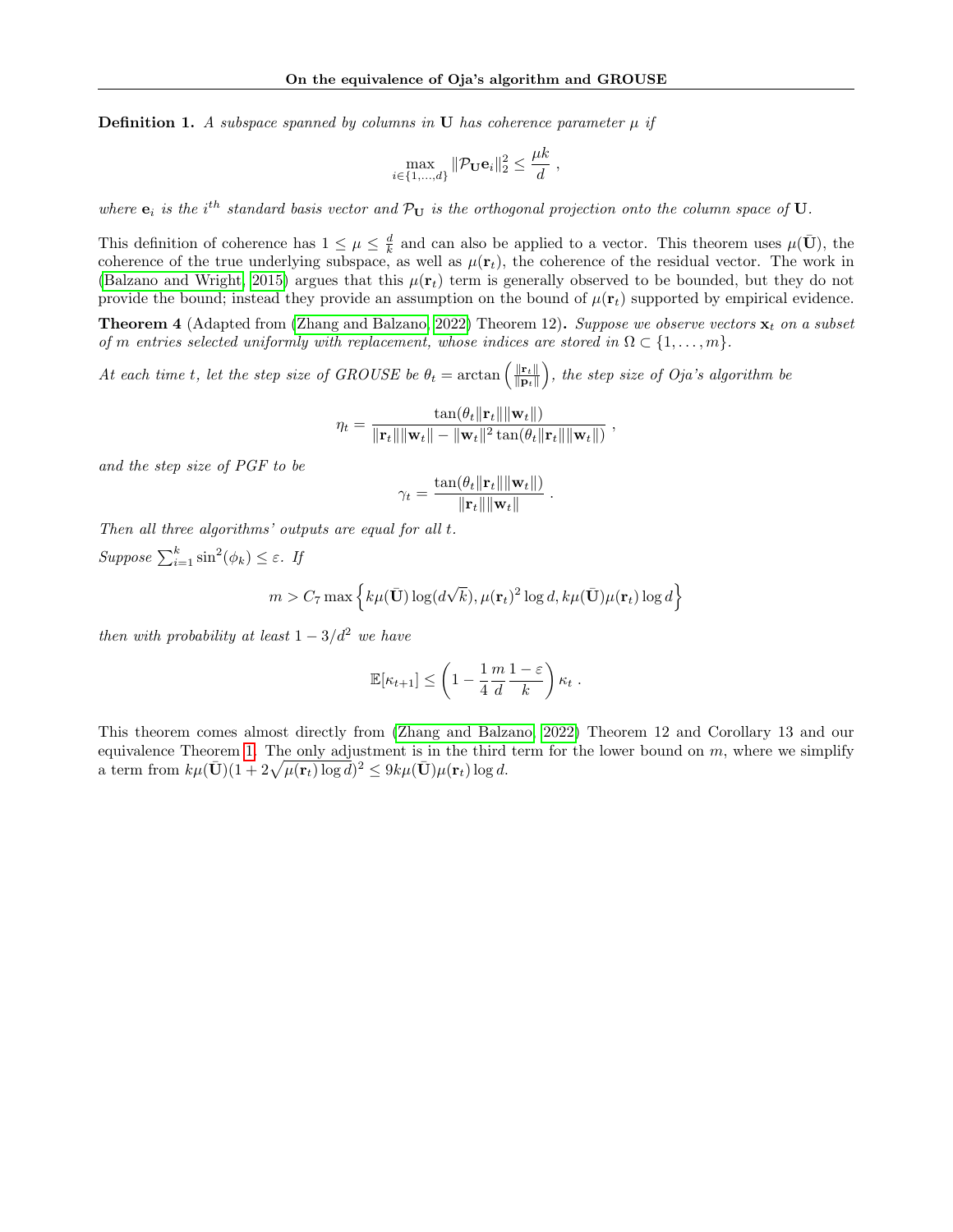**Definition 1.** *A subspace spanned by columns in* $\mathbf{U}$ *has coherence parameter* $\mu$ *if*

$$\max_{i\in\{1,\dots,d\}} \|\mathcal{P}_{\mathbf{U}}\mathbf{e}_i\|_2^2 \leq \frac{\mu k}{d} \ ,$$

*where* $\mathbf{e}_i$ *is the* $i^{th}$ *standard basis vector and* $\mathcal{P}_{\mathbf{U}}$ *is the orthogonal projection onto the column space of* $\mathbf{U}$.

This definition of coherence has $1 \leq \mu \leq \frac{d}{k}$ and can also be applied to a vector. This theorem uses $\mu(\bar{\mathbf{U}})$, the coherence of the true underlying subspace, as well as $\mu(\mathbf{r}_t)$, the coherence of the residual vector. The work in (Balzano and Wright, 2015) argues that this $\mu(\mathbf{r}_t)$ term is generally observed to be bounded, but they do not provide the bound; instead they provide an assumption on the bound of $\mu(\mathbf{r}_t)$ supported by empirical evidence.

**Theorem 4** (Adapted from (Zhang and Balzano, 2022) Theorem 12)**.** *Suppose we observe vectors* $\mathbf{x}_t$ *on a subset of* $m$ *entries selected uniformly with replacement, whose indices are stored in* $\Omega \subset \{1,\dots,m\}$.

*At each time* $t$*, let the step size of GROUSE be* $\theta_t = \arctan\left(\frac{\|\mathbf{r}_t\|}{\|\mathbf{p}_t\|}\right)$*, the step size of Oja's algorithm be*

$$\eta_t = \frac{\tan(\theta_t\|\mathbf{r}_t\|\|\mathbf{w}_t\|)}{\|\mathbf{r}_t\|\|\mathbf{w}_t\| - \|\mathbf{w}_t\|^2\tan(\theta_t\|\mathbf{r}_t\|\|\mathbf{w}_t\|)} \ ,$$

*and the step size of PGF to be*

$$\gamma_t = \frac{\tan(\theta_t\|\mathbf{r}_t\|\|\mathbf{w}_t\|)}{\|\mathbf{r}_t\|\|\mathbf{w}_t\|} \ .$$

*Then all three algorithms' outputs are equal for all* $t$.

*Suppose* $\sum_{i=1}^k \sin^2(\phi_k) \leq \varepsilon$*. If*

$$m > C_7 \max\left\{k\mu(\bar{\mathbf{U}})\log(d\sqrt{k}), \mu(\mathbf{r}_t)^2\log d, k\mu(\bar{\mathbf{U}})\mu(\mathbf{r}_t)\log d\right\}$$

*then with probability at least* $1 - 3/d^2$ *we have*

$$\mathbb{E}[\kappa_{t+1}] \leq \left(1 - \frac{1}{4}\frac{m}{d}\frac{1-\varepsilon}{k}\right)\kappa_t \ .$$

This theorem comes almost directly from (Zhang and Balzano, 2022) Theorem 12 and Corollary 13 and our equivalence Theorem 1. The only adjustment is in the third term for the lower bound on $m$, where we simplify a term from $k\mu(\bar{\mathbf{U}})(1 + 2\sqrt{\mu(\mathbf{r}_t)\log d})^2 \leq 9k\mu(\bar{\mathbf{U}})\mu(\mathbf{r}_t)\log d$.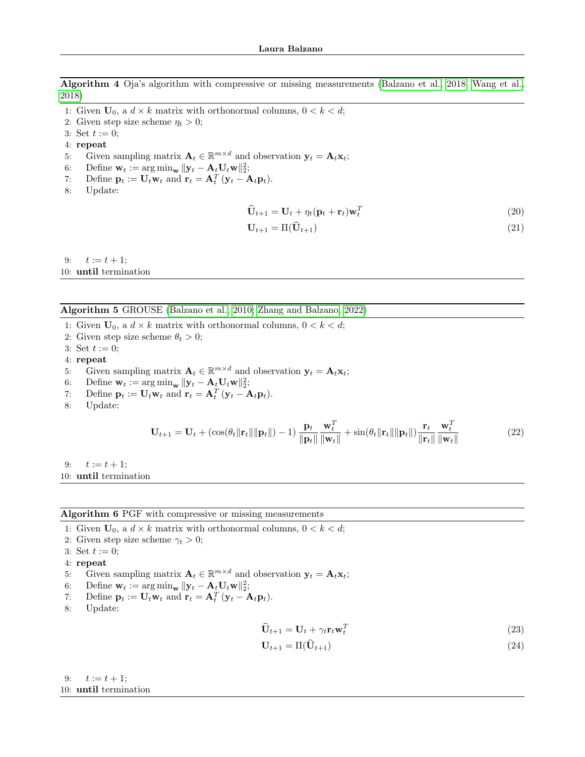**Algorithm 4** Oja's algorithm with compressive or missing measurements (Balzano et al., 2018; Wang et al., 2018)

1: Given $\mathbf{U}_0$, a $d \times k$ matrix with orthonormal columns, $0 < k < d$;
2: Given step size scheme $\eta_t > 0$;
3: Set $t := 0$;
4: **repeat**
5: Given sampling matrix $\mathbf{A}_t \in \mathbb{R}^{m \times d}$ and observation $\mathbf{y}_t = \mathbf{A}_t \mathbf{x}_t$;
6: Define $\mathbf{w}_t := \arg\min_{\mathbf{w}} \|\mathbf{y}_t - \mathbf{A}_t \mathbf{U}_t \mathbf{w}\|_2^2$;
7: Define $\mathbf{p}_t := \mathbf{U}_t \mathbf{w}_t$ and $\mathbf{r}_t = \mathbf{A}_t^T (\mathbf{y}_t - \mathbf{A}_t \mathbf{p}_t)$.
8: Update:

$$\widehat{\mathbf{U}}_{t+1} = \mathbf{U}_t + \eta_t (\mathbf{p}_t + \mathbf{r}_t) \mathbf{w}_t^T \tag{20}$$

$$\mathbf{U}_{t+1} = \Pi(\widehat{\mathbf{U}}_{t+1}) \tag{21}$$

9: $t := t + 1$;
10: **until** termination

**Algorithm 5** GROUSE (Balzano et al., 2010; Zhang and Balzano, 2022)

1: Given $\mathbf{U}_0$, a $d \times k$ matrix with orthonormal columns, $0 < k < d$;
2: Given step size scheme $\theta_t > 0$;
3: Set $t := 0$;
4: **repeat**
5: Given sampling matrix $\mathbf{A}_t \in \mathbb{R}^{m \times d}$ and observation $\mathbf{y}_t = \mathbf{A}_t \mathbf{x}_t$;
6: Define $\mathbf{w}_t := \arg\min_{\mathbf{w}} \|\mathbf{y}_t - \mathbf{A}_t \mathbf{U}_t \mathbf{w}\|_2^2$;
7: Define $\mathbf{p}_t := \mathbf{U}_t \mathbf{w}_t$ and $\mathbf{r}_t = \mathbf{A}_t^T (\mathbf{y}_t - \mathbf{A}_t \mathbf{p}_t)$.
8: Update:

$$\mathbf{U}_{t+1} = \mathbf{U}_t + \left(\cos(\theta_t \|\mathbf{r}_t\| \|\mathbf{p}_t\|) - 1\right) \frac{\mathbf{p}_t}{\|\mathbf{p}_t\|} \frac{\mathbf{w}_t^T}{\|\mathbf{w}_t\|} + \sin(\theta_t \|\mathbf{r}_t\| \|\mathbf{p}_t\|) \frac{\mathbf{r}_t}{\|\mathbf{r}_t\|} \frac{\mathbf{w}_t^T}{\|\mathbf{w}_t\|} \tag{22}$$

9: $t := t + 1$;
10: **until** termination

**Algorithm 6** PGF with compressive or missing measurements

1: Given $\mathbf{U}_0$, a $d \times k$ matrix with orthonormal columns, $0 < k < d$;
2: Given step size scheme $\gamma_t > 0$;
3: Set $t := 0$;
4: **repeat**
5: Given sampling matrix $\mathbf{A}_t \in \mathbb{R}^{m \times d}$ and observation $\mathbf{y}_t = \mathbf{A}_t \mathbf{x}_t$;
6: Define $\mathbf{w}_t := \arg\min_{\mathbf{w}} \|\mathbf{y}_t - \mathbf{A}_t \mathbf{U}_t \mathbf{w}\|_2^2$;
7: Define $\mathbf{p}_t := \mathbf{U}_t \mathbf{w}_t$ and $\mathbf{r}_t = \mathbf{A}_t^T (\mathbf{y}_t - \mathbf{A}_t \mathbf{p}_t)$.
8: Update:

$$\widehat{\mathbf{U}}_{t+1} = \mathbf{U}_t + \gamma_t \mathbf{r}_t \mathbf{w}_t^T \tag{23}$$

$$\mathbf{U}_{t+1} = \Pi(\widehat{\mathbf{U}}_{t+1}) \tag{24}$$

9: $t := t + 1$;
10: **until** termination